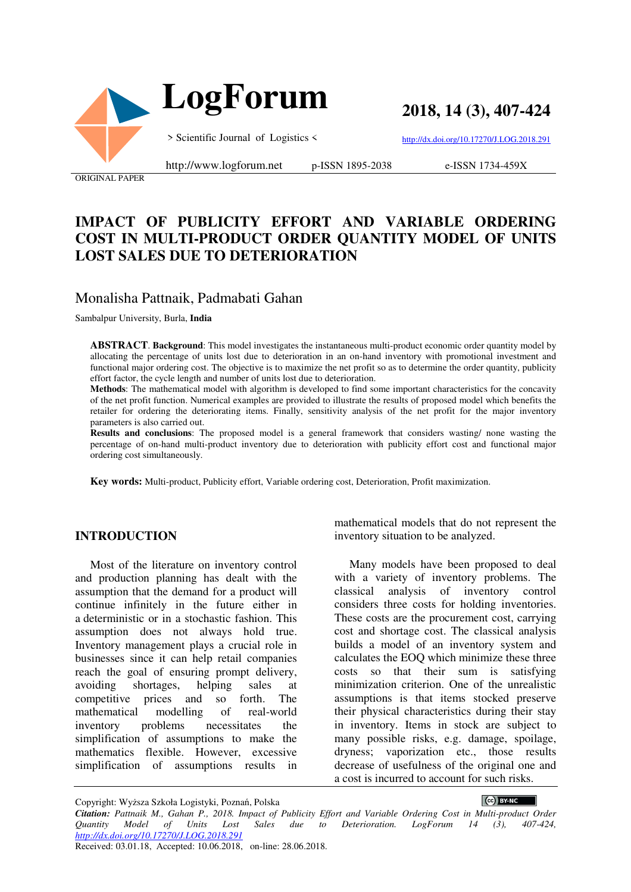ORIGINAL PAPER

# IMPACT OF PUBLICITY EFFORT AND VARIABLE ORDERING COST IN MULTI-PRODUCT ORDER QUANTITY MODEL OF UNITS LOST SALES DUE TO DETERIORATION

Monalisha Pattnaik, Padmabati Gahan

Sambalpur University, Burla, **India**

**ABSTRACT**. **Background**: This model investigates the instantaneous multi-product economic order quantity model by allocating the percentage of units lost due to deterioration in an on-hand inventory with promotional investment and functional major ordering cost. The objective is to maximize the net profit so as to determine the order quantity, publicity effort factor, the cycle length and number of units lost due to deterioration.

**Methods**: The mathematical model with algorithm is developed to find some important characteristics for the concavity of the net profit function. Numerical examples are provided to illustrate the results of proposed model which benefits the retailer for ordering the deteriorating items. Finally, sensitivity analysis of the net profit for the major inventory parameters is also carried out.

**Results and conclusions**: The proposed model is a general framework that considers wasting/ none wasting the percentage of on-hand multi-product inventory due to deterioration with publicity effort cost and functional major ordering cost simultaneously.

**Key words:** Multi-product, Publicity effort, Variable ordering cost, Deterioration, Profit maximization.

## INTRODUCTION

Most of the literature on inventory control and production planning has dealt with the assumption that the demand for a product will continue infinitely in the future either in a deterministic or in a stochastic fashion. This assumption does not always hold true. Inventory management plays a crucial role in businesses since it can help retail companies reach the goal of ensuring prompt delivery, avoiding shortages, helping sales at competitive prices and so forth. The mathematical modelling of real-world inventory problems necessitates the simplification of assumptions to make the mathematics flexible. However, excessive simplification of assumptions results in mathematical models that do not represent the inventory situation to be analyzed.

Many models have been proposed to deal with a variety of inventory problems. The classical analysis of inventory control considers three costs for holding inventories. These costs are the procurement cost, carrying cost and shortage cost. The classical analysis builds a model of an inventory system and calculates the EOQ which minimize these three costs so that their sum is satisfying minimization criterion. One of the unrealistic assumptions is that items stocked preserve their physical characteristics during their stay in inventory. Items in stock are subject to many possible risks, e.g. damage, spoilage, dryness; vaporization etc., those results decrease of usefulness of the original one and a cost is incurred to account for such risks.

Copyright: Wyższa Szkoła Logistyki, Poznań, Polska

*Citation: Pattnaik M., Gahan P., 2018. Impact of Publicity Effort and Variable Ordering Cost in Multi-product Order Quantity Model of Units Lost Sales due to Deterioration. LogForum 14 (3), 407-424, http://dx.doi.org/10.17270/J.LOG.2018.291*

Received: 03.01.18, Accepted: 10.06.2018, on-line: 28.06.2018.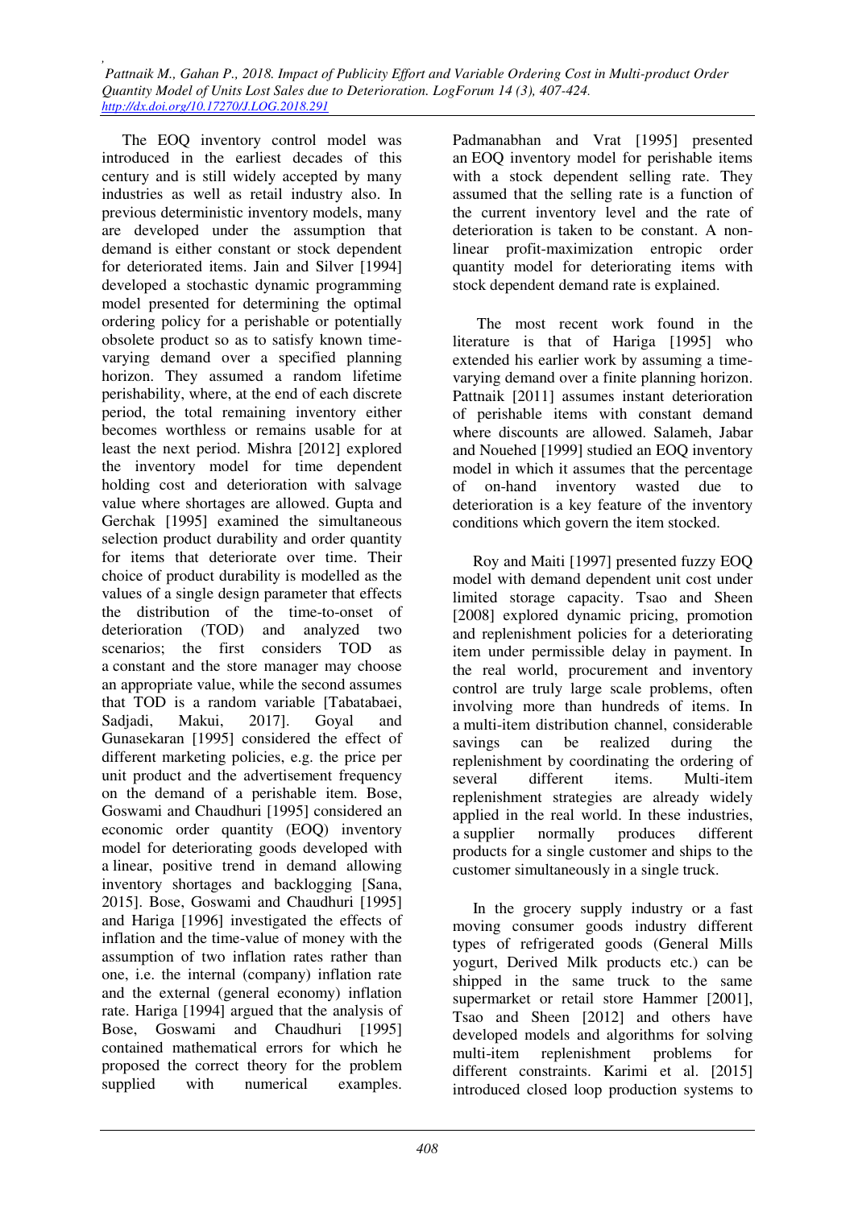The EOQ inventory control model was introduced in the earliest decades of this century and is still widely accepted by many industries as well as retail industry also. In previous deterministic inventory models, many are developed under the assumption that demand is either constant or stock dependent for deteriorated items. Jain and Silver [1994] developed a stochastic dynamic programming model presented for determining the optimal ordering policy for a perishable or potentially obsolete product so as to satisfy known time-varying demand over a specified planning horizon. They assumed a random lifetime perishability, where, at the end of each discrete period, the total remaining inventory either becomes worthless or remains usable for at least the next period. Mishra [2012] explored the inventory model for time dependent holding cost and deterioration with salvage value where shortages are allowed. Gupta and Gerchak [1995] examined the simultaneous selection product durability and order quantity for items that deteriorate over time. Their choice of product durability is modelled as the values of a single design parameter that effects the distribution of the time-to-onset of deterioration (TOD) and analyzed two scenarios; the first considers TOD as a constant and the store manager may choose an appropriate value, while the second assumes that TOD is a random variable [Tabatabaei, Sadjadi, Makui, 2017]. Goyal and Gunasekaran [1995] considered the effect of different marketing policies, e.g. the price per unit product and the advertisement frequency on the demand of a perishable item. Bose, Goswami and Chaudhuri [1995] considered an economic order quantity (EOQ) inventory model for deteriorating goods developed with a linear, positive trend in demand allowing inventory shortages and backlogging [Sana, 2015]. Bose, Goswami and Chaudhuri [1995] and Hariga [1996] investigated the effects of inflation and the time-value of money with the assumption of two inflation rates rather than one, i.e. the internal (company) inflation rate and the external (general economy) inflation rate. Hariga [1994] argued that the analysis of Bose, Goswami and Chaudhuri [1995] contained mathematical errors for which he proposed the correct theory for the problem supplied with numerical examples. Padmanabhan and Vrat [1995] presented an EOQ inventory model for perishable items with a stock dependent selling rate. They assumed that the selling rate is a function of the current inventory level and the rate of deterioration is taken to be constant. A non-linear profit-maximization entropic order quantity model for deteriorating items with stock dependent demand rate is explained.

The most recent work found in the literature is that of Hariga [1995] who extended his earlier work by assuming a time-varying demand over a finite planning horizon. Pattnaik [2011] assumes instant deterioration of perishable items with constant demand where discounts are allowed. Salameh, Jabar and Nouehed [1999] studied an EOQ inventory model in which it assumes that the percentage of on-hand inventory wasted due to deterioration is a key feature of the inventory conditions which govern the item stocked.

Roy and Maiti [1997] presented fuzzy EOQ model with demand dependent unit cost under limited storage capacity. Tsao and Sheen [2008] explored dynamic pricing, promotion and replenishment policies for a deteriorating item under permissible delay in payment. In the real world, procurement and inventory control are truly large scale problems, often involving more than hundreds of items. In a multi-item distribution channel, considerable savings can be realized during the replenishment by coordinating the ordering of several different items. Multi-item replenishment strategies are already widely applied in the real world. In these industries, a supplier normally produces different products for a single customer and ships to the customer simultaneously in a single truck.

In the grocery supply industry or a fast moving consumer goods industry different types of refrigerated goods (General Mills yogurt, Derived Milk products etc.) can be shipped in the same truck to the same supermarket or retail store Hammer [2001], Tsao and Sheen [2012] and others have developed models and algorithms for solving multi-item replenishment problems for different constraints. Karimi et al. [2015] introduced closed loop production systems to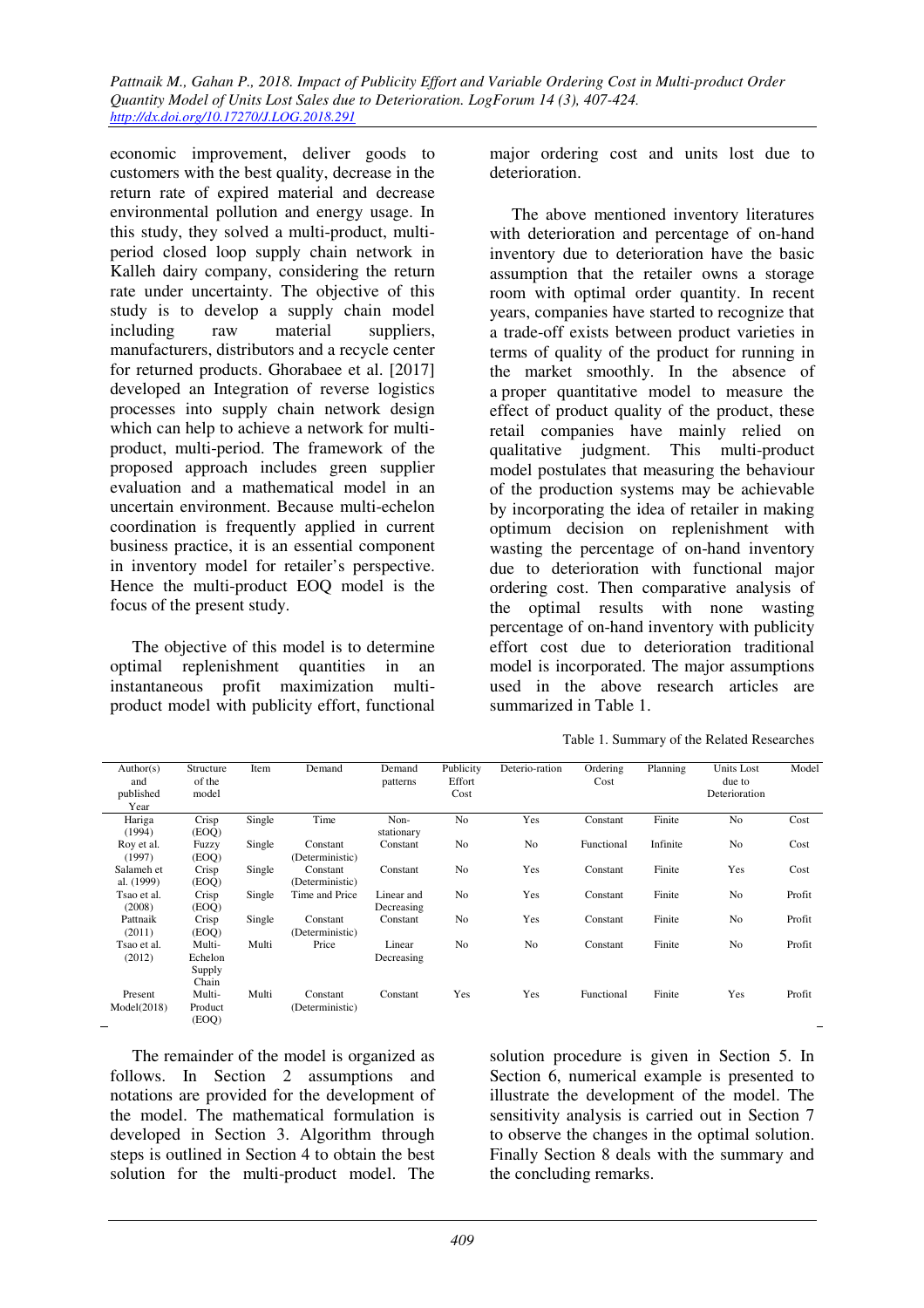economic improvement, deliver goods to customers with the best quality, decrease in the return rate of expired material and decrease environmental pollution and energy usage. In this study, they solved a multi-product, multi-period closed loop supply chain network in Kalleh dairy company, considering the return rate under uncertainty. The objective of this study is to develop a supply chain model including raw material suppliers, manufacturers, distributors and a recycle center for returned products. Ghorabaee et al. [2017] developed an Integration of reverse logistics processes into supply chain network design which can help to achieve a network for multi-product, multi-period. The framework of the proposed approach includes green supplier evaluation and a mathematical model in an uncertain environment. Because multi-echelon coordination is frequently applied in current business practice, it is an essential component in inventory model for retailer's perspective. Hence the multi-product EOQ model is the focus of the present study.

The objective of this model is to determine optimal replenishment quantities in an instantaneous profit maximization multi-product model with publicity effort, functional major ordering cost and units lost due to deterioration.

The above mentioned inventory literatures with deterioration and percentage of on-hand inventory due to deterioration have the basic assumption that the retailer owns a storage room with optimal order quantity. In recent years, companies have started to recognize that a trade-off exists between product varieties in terms of quality of the product for running in the market smoothly. In the absence of a proper quantitative model to measure the effect of product quality of the product, these retail companies have mainly relied on qualitative judgment. This multi-product model postulates that measuring the behaviour of the production systems may be achievable by incorporating the idea of retailer in making optimum decision on replenishment with wasting the percentage of on-hand inventory due to deterioration with functional major ordering cost. Then comparative analysis of the optimal results with none wasting percentage of on-hand inventory with publicity effort cost due to deterioration traditional model is incorporated. The major assumptions used in the above research articles are summarized in Table 1.

Table 1. Summary of the Related Researches

| Author(s) and published Year | Structure of the model | Item | Demand | Demand patterns | Publicity Effort Cost | Deterio-ration | Ordering Cost | Planning | Units Lost due to Deterioration | Model |
|---|---|---|---|---|---|---|---|---|---|---|
| Hariga (1994) | Crisp (EOQ) | Single | Time | Non-stationary | No | Yes | Constant | Finite | No | Cost |
| Roy et al. (1997) | Fuzzy (EOQ) | Single | Constant (Deterministic) | Constant | No | No | Functional | Infinite | No | Cost |
| Salameh et al. (1999) | Crisp (EOQ) | Single | Constant (Deterministic) | Constant | No | Yes | Constant | Finite | Yes | Cost |
| Tsao et al. (2008) | Crisp (EOQ) | Single | Time and Price | Linear and Decreasing | No | Yes | Constant | Finite | No | Profit |
| Pattnaik (2011) | Crisp (EOQ) | Single | Constant (Deterministic) | Constant | No | Yes | Constant | Finite | No | Profit |
| Tsao et al. (2012) | Multi-Echelon Supply Chain | Multi | Price | Linear Decreasing | No | No | Constant | Finite | No | Profit |
| Present Model(2018) | Multi-Product (EOQ) | Multi | Constant (Deterministic) | Constant | Yes | Yes | Functional | Finite | Yes | Profit |

The remainder of the model is organized as follows. In Section 2 assumptions and notations are provided for the development of the model. The mathematical formulation is developed in Section 3. Algorithm through steps is outlined in Section 4 to obtain the best solution for the multi-product model. The solution procedure is given in Section 5. In Section 6, numerical example is presented to illustrate the development of the model. The sensitivity analysis is carried out in Section 7 to observe the changes in the optimal solution. Finally Section 8 deals with the summary and the concluding remarks.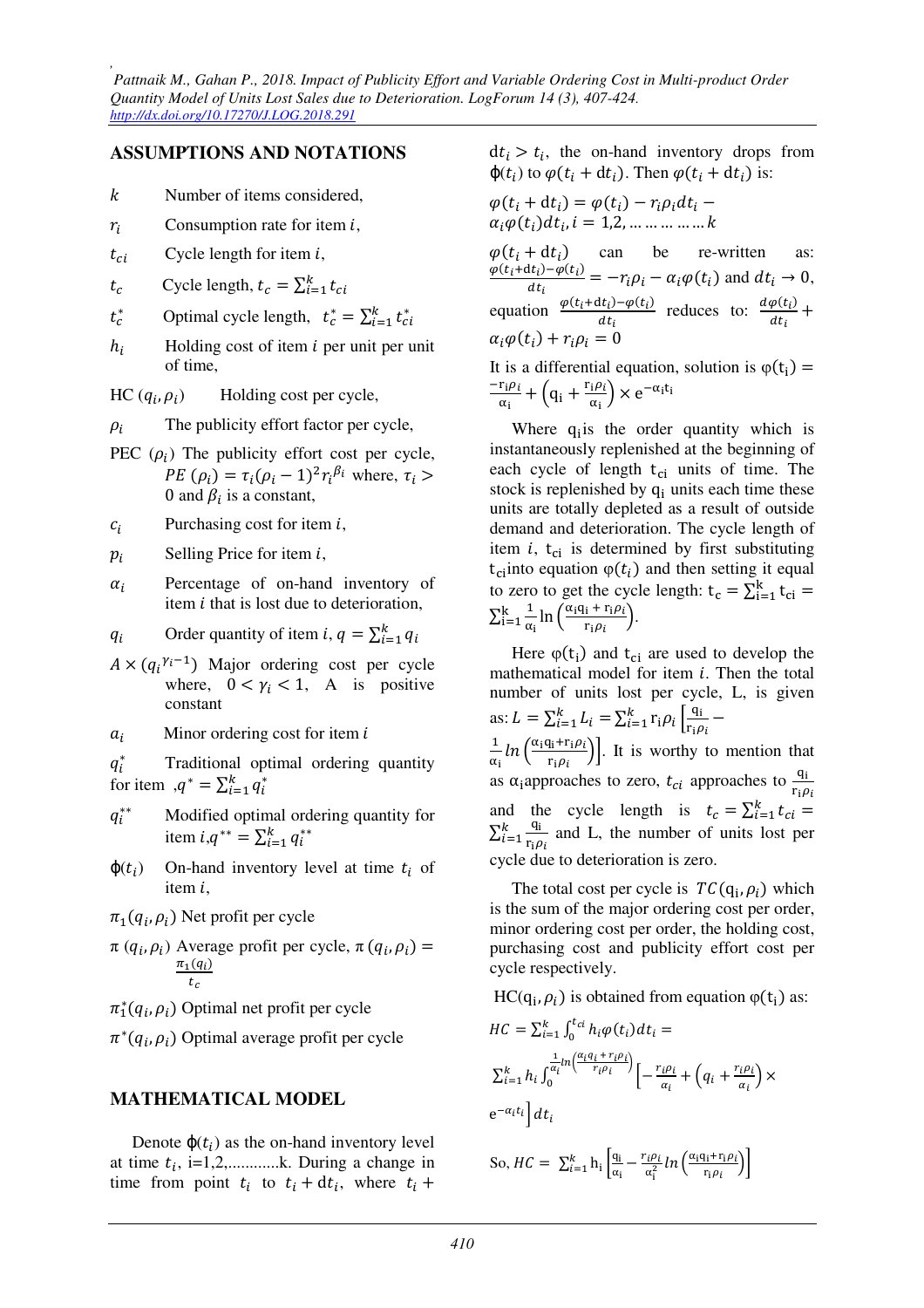## ASSUMPTIONS AND NOTATIONS

$k$ Number of items considered,

$r_i$ Consumption rate for item $i$,

$t_{ci}$ Cycle length for item $i$,

$t_c$ Cycle length, $t_c = \sum_{i=1}^{k} t_{ci}$

$t_c^*$ Optimal cycle length, $t_c^* = \sum_{i=1}^{k} t_{ci}^*$

$h_i$ Holding cost of item $i$ per unit per unit of time,

HC $(q_i, \rho_i)$ Holding cost per cycle,

$\rho_i$ The publicity effort factor per cycle,

PEC $(\rho_i)$ The publicity effort cost per cycle, $PE(\rho_i) = \tau_i(\rho_i - 1)^2 r_i^{\beta_i}$ where, $\tau_i > 0$ and $\beta_i$ is a constant,

$c_i$ Purchasing cost for item $i$,

$p_i$ Selling Price for item $i$,

$\alpha_i$ Percentage of on-hand inventory of item $i$ that is lost due to deterioration,

$q_i$ Order quantity of item $i$, $q = \sum_{i=1}^{k} q_i$

$A \times (q_i^{\gamma_i - 1})$ Major ordering cost per cycle where, $0 < \gamma_i < 1$, A is positive constant

$a_i$ Minor ordering cost for item $i$

$q_i^*$ Traditional optimal ordering quantity for item , $q^* = \sum_{i=1}^{k} q_i^*$

$q_i^{**}$ Modified optimal ordering quantity for item $i$, $q^{**} = \sum_{i=1}^{k} q_i^{**}$

$\varphi(t_i)$ On-hand inventory level at time $t_i$ of item $i$,

$\pi_1(q_i, \rho_i)$ Net profit per cycle

$\pi(q_i, \rho_i)$ Average profit per cycle, $\pi(q_i, \rho_i) = \frac{\pi_1(q_i)}{t_c}$

$\pi_1^*(q_i, \rho_i)$ Optimal net profit per cycle

$\pi^*(q_i, \rho_i)$ Optimal average profit per cycle

## MATHEMATICAL MODEL

Denote $\varphi(t_i)$ as the on-hand inventory level at time $t_i$, i=1,2,............k. During a change in time from point $t_i$ to $t_i + \mathrm{d}t_i$, where $t_i + \mathrm{d}t_i > t_i$, the on-hand inventory drops from $\varphi(t_i)$ to $\varphi(t_i + \mathrm{d}t_i)$. Then $\varphi(t_i + \mathrm{d}t_i)$ is:

$$\varphi(t_i + \mathrm{d}t_i) = \varphi(t_i) - r_i\rho_i dt_i - \alpha_i\varphi(t_i)dt_i, i = 1,2, \dots\dots\dots\dots k$$

$\varphi(t_i + \mathrm{d}t_i)$ can be re-written as: $\frac{\varphi(t_i+\mathrm{d}t_i)-\varphi(t_i)}{dt_i} = -r_i\rho_i - \alpha_i\varphi(t_i)$ and $dt_i \to 0$, equation $\frac{\varphi(t_i+\mathrm{d}t_i)-\varphi(t_i)}{dt_i}$ reduces to: $\frac{d\varphi(t_i)}{dt_i} + \alpha_i\varphi(t_i) + r_i\rho_i = 0$

It is a differential equation, solution is $\varphi(t_i) = \frac{-r_i\rho_i}{\alpha_i} + \left(q_i + \frac{r_i\rho_i}{\alpha_i}\right) \times e^{-\alpha_i t_i}$

Where $q_i$ is the order quantity which is instantaneously replenished at the beginning of each cycle of length $t_{ci}$ units of time. The stock is replenished by $q_i$ units each time these units are totally depleted as a result of outside demand and deterioration. The cycle length of item $i$, $t_{ci}$ is determined by first substituting $t_{ci}$ into equation $\varphi(t_i)$ and then setting it equal to zero to get the cycle length: $t_c = \sum_{i=1}^{k} t_{ci} = \sum_{i=1}^{k} \frac{1}{\alpha_i} \ln\left(\frac{\alpha_i q_i + r_i\rho_i}{r_i\rho_i}\right)$.

Here $\varphi(t_i)$ and $t_{ci}$ are used to develop the mathematical model for item $i$. Then the total number of units lost per cycle, L, is given as: $L = \sum_{i=1}^{k} L_i = \sum_{i=1}^{k} r_i\rho_i \left[\frac{q_i}{r_i\rho_i} - \frac{1}{\alpha_i} ln\left(\frac{\alpha_i q_i + r_i\rho_i}{r_i\rho_i}\right)\right]$. It is worthy to mention that as $\alpha_i$ approaches to zero, $t_{ci}$ approaches to $\frac{q_i}{r_i\rho_i}$ and the cycle length is $t_c = \sum_{i=1}^{k} t_{ci} = \sum_{i=1}^{k} \frac{q_i}{r_i\rho_i}$ and L, the number of units lost per cycle due to deterioration is zero.

The total cost per cycle is $TC(q_i, \rho_i)$ which is the sum of the major ordering cost per order, minor ordering cost per order, the holding cost, purchasing cost and publicity effort cost per cycle respectively.

$HC(q_i, \rho_i)$ is obtained from equation $\varphi(t_i)$ as:

$$HC = \sum_{i=1}^{k} \int_0^{t_{ci}} h_i\varphi(t_i)dt_i = \sum_{i=1}^{k} h_i \int_0^{\frac{1}{\alpha_i} ln\left(\frac{\alpha_i q_i + r_i\rho_i}{r_i\rho_i}\right)} \left[-\frac{r_i\rho_i}{\alpha_i} + \left(q_i + \frac{r_i\rho_i}{\alpha_i}\right) \times e^{-\alpha_i t_i}\right] dt_i$$

$$\text{So, } HC = \sum_{i=1}^{k} h_i \left[\frac{q_i}{\alpha_i} - \frac{r_i\rho_i}{\alpha_i^2} ln\left(\frac{\alpha_i q_i + r_i\rho_i}{r_i\rho_i}\right)\right]$$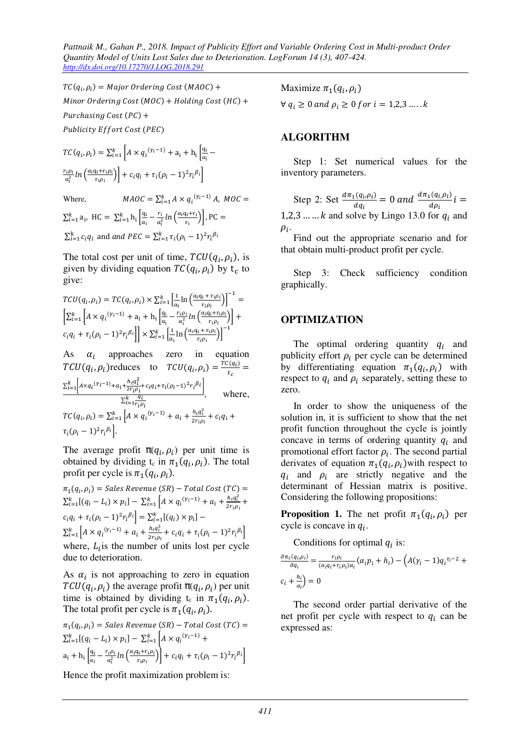$TC(q_i, \rho_i) = Major\ Ordering\ Cost\ (MAOC) + Minor\ Ordering\ Cost\ (MOC) + Holding\ Cost\ (HC) + Purchasing\ Cost\ (PC) + Publicity\ Effort\ Cost\ (PEC)$

$$TC(q_i, \rho_i) = \sum_{i=1}^{k} \left[ A \times q_i^{(\gamma_i - 1)} + a_i + h_i \left[ \frac{q_i}{\alpha_i} - \frac{r_i \rho_i}{\alpha_i^2} ln\left( \frac{\alpha_i q_i + r_i \rho_i}{r_i \rho_i} \right) \right] + c_i q_i + \tau_i (\rho_i - 1)^2 r_i^{\beta_i} \right]$$

Where, $MAOC = \sum_{i=1}^{k} A \times q_i^{(\gamma_i - 1)} A$, $MOC = \sum_{i=1}^{k} a_i$, $HC = \sum_{i=1}^{k} h_i \left[ \frac{q_i}{\alpha_i} - \frac{r_i}{\alpha_i^2} ln\left( \frac{\alpha_i q_i + r_i}{r_i} \right) \right]$, $PC = \sum_{i=1}^{k} c_i q_i$ and and $PEC = \sum_{i=1}^{k} \tau_i (\rho_i - 1)^2 r_i^{\beta_i}$

The total cost per unit of time, $TCU(q_i, \rho_i)$, is given by dividing equation $TC(q_i, \rho_i)$ by $t_c$ to give:

$$TCU(q_i, \rho_i) = TC(q_i, \rho_i) \times \sum_{i=1}^{k} \left[ \frac{1}{\alpha_i} \ln\left( \frac{\alpha_i q_i + r_i \rho_i}{r_i \rho_i} \right) \right]^{-1} = \left[ \sum_{i=1}^{k} \left[ A \times q_i^{(\gamma_i - 1)} + a_i + h_i \left[ \frac{q_i}{\alpha_i} - \frac{r_i \rho_i}{\alpha_i^2} ln\left( \frac{\alpha_i q_i + r_i \rho_i}{r_i \rho_i} \right) \right] + c_i q_i + \tau_i (\rho_i - 1)^2 r_i^{\beta_i} \right] \right] \times \sum_{i=1}^{k} \left[ \frac{1}{\alpha_i} \ln\left( \frac{\alpha_i q_i + r_i \rho_i}{r_i \rho_i} \right) \right]^{-1}$$

As $\alpha_i$ approaches zero in equation $TCU(q_i, \rho_i)$ reduces to $TCU(q_i, \rho_i) = \frac{TC(q_i)}{t_c} = \frac{\sum_{i=1}^{k} \left[ A \times q_i^{(\gamma_i - 1)} + a_i + \frac{h_i q_i^2}{2 r_i \rho_i} + c_i q_i + \tau_i (\rho_i - 1)^2 r_i^{\beta_i} \right]}{\sum_{i=1}^{k} \frac{q_i}{r_i \rho_i}}$ where, $TC(q_i, \rho_i) = \sum_{i=1}^{k} \left[ A \times q_i^{(\gamma_i - 1)} + a_i + \frac{h_i q_i^2}{2 r_i \rho_i} + c_i q_i + \tau_i (\rho_i - 1)^2 r_i^{\beta_i} \right]$.

The average profit $\pi(q_i, \rho_i)$ per unit time is obtained by dividing $t_c$ in $\pi_1(q_i, \rho_i)$. The total profit per cycle is $\pi_1(q_i, \rho_i)$.

$$\pi_1(q_i, \rho_i) = Sales\ Revenue\ (SR) - Total\ Cost\ (TC) = \sum_{i=1}^{k} [(q_i - L_i) \times p_i] - \sum_{i=1}^{k} \left[ A \times q_i^{(\gamma_i - 1)} + a_i + \frac{h_i q_i^2}{2 r_i \rho_i} + c_i q_i + \tau_i (\rho_i - 1)^2 r_i^{\beta_i} \right] = \sum_{i=1}^{k} [(q_i) \times p_i] - \sum_{i=1}^{k} \left[ A \times q_i^{(\gamma_i - 1)} + a_i + \frac{h_i q_i^2}{2 r_i \rho_i} + c_i q_i + \tau_i (\rho_i - 1)^2 r_i^{\beta_i} \right]$$

where, $L_i$ is the number of units lost per cycle due to deterioration.

As $\alpha_i$ is not approaching to zero in equation $TCU(q_i, \rho_i)$ the average profit $\pi(q_i, \rho_i)$ per unit time is obtained by dividing $t_c$ in $\pi_1(q_i, \rho_i)$. The total profit per cycle is $\pi_1(q_i, \rho_i)$.

$$\pi_1(q_i, \rho_i) = Sales\ Revenue\ (SR) - Total\ Cost\ (TC) = \sum_{i=1}^{k} [(q_i - L_i) \times p_i] - \sum_{i=1}^{k} \left[ A \times q_i^{(\gamma_i - 1)} + a_i + h_i \left[ \frac{q_i}{\alpha_i} - \frac{r_i \rho_i}{\alpha_i^2} ln\left( \frac{\alpha_i q_i + r_i \rho_i}{r_i \rho_i} \right) \right] + c_i q_i + \tau_i (\rho_i - 1)^2 r_i^{\beta_i} \right]$$

Hence the profit maximization problem is:

Maximize $\pi_1(q_i, \rho_i)$

$\forall\ q_i \geq 0\ and\ \rho_i \geq 0\ for\ i = 1,2,3 \ldots..k$

## ALGORITHM

Step 1: Set numerical values for the inventory parameters.

Step 2: Set $\frac{d\pi_1(q_i, \rho_i)}{dq_i} = 0\ and\ \frac{d\pi_1(q_i, \rho_i)}{d\rho_i}\ i = 1,2,3 \ldots \ldots k$ and solve by Lingo 13.0 for $q_i$ and $\rho_i$.

Find out the appropriate scenario and for that obtain multi-product profit per cycle.

Step 3: Check sufficiency condition graphically.

## OPTIMIZATION

The optimal ordering quantity $q_i$ and publicity effort $\rho_i$ per cycle can be determined by differentiating equation $\pi_1(q_i, \rho_i)$ with respect to $q_i$ and $\rho_i$ separately, setting these to zero.

In order to show the uniqueness of the solution in, it is sufficient to show that the net profit function throughout the cycle is jointly concave in terms of ordering quantity $q_i$ and promotional effort factor $\rho_i$. The second partial derivates of equation $\pi_1(q_i, \rho_i)$ with respect to $q_i$ and $\rho_i$ are strictly negative and the determinant of Hessian matrix is positive. Considering the following propositions:

**Proposition 1.** The net profit $\pi_1(q_i, \rho_i)$ per cycle is concave in $q_i$.

Conditions for optimal $q_i$ is:

$$\frac{\partial \pi_1(q_i, \rho_i)}{\partial q_i} = \frac{r_i \rho_i}{(\alpha_i q_i + r_i \rho_i) \alpha_i} (\alpha_i p_i + h_i) - \left( A(\gamma_i - 1) q_i^{\tau_i - 2} + c_i + \frac{h_i}{\alpha_i} \right) = 0$$

The second order partial derivative of the net profit per cycle with respect to $q_i$ can be expressed as: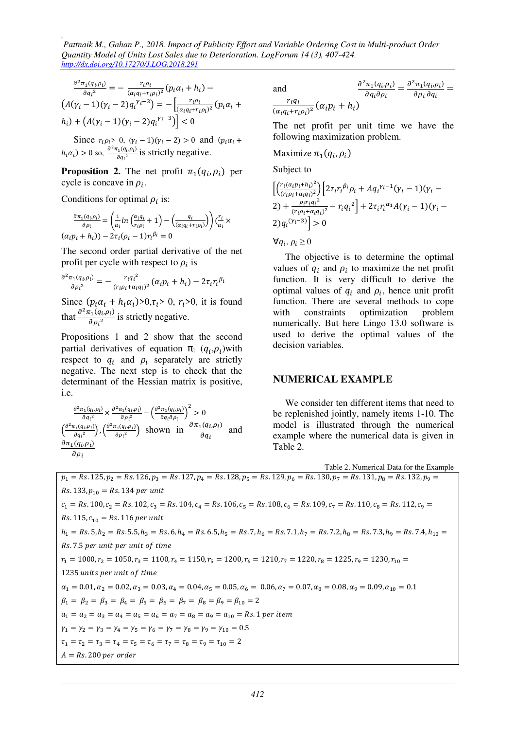$$\frac{\partial^2 \pi_1(q_i,\rho_i)}{\partial q_i^2} = -\frac{r_i\rho_i}{(\alpha_i q_i + r_i\rho_i)^2}(p_i\alpha_i + h_i) - \left(A(\gamma_i - 1)(\gamma_i - 2)q_i^{\gamma_i - 3}\right) = -\left[\frac{r_i\rho_i}{(\alpha_i q_i + r_i\rho_i)^2}(p_i\alpha_i + h_i) + \left(A(\gamma_i - 1)(\gamma_i - 2)q_i^{\gamma_i - 3}\right)\right] < 0$$

Since $r_i\rho_i > 0$, $(\gamma_i - 1)(\gamma_i - 2) > 0$ and $(p_i\alpha_i + h_i\alpha_i) > 0$ so, $\frac{\partial^2 \pi_1(q_i,\rho_i)}{\partial q_i^2}$ is strictly negative.

**Proposition 2.** The net profit $\pi_1(q_i, \rho_i)$ per cycle is concave in $\rho_i$.

Conditions for optimal $\rho_i$ is:

$$\frac{\partial \pi_1(q_i,\rho_i)}{\partial \rho_i} = \left(\frac{1}{\alpha_i}ln\left(\frac{\alpha_i q_i}{r_i\rho_i} + 1\right) - \left(\frac{q_i}{(\alpha_i q_i + r_i\rho_i)}\right)\right)\left(\frac{r_i}{\alpha_i} \times (\alpha_i p_i + h_i)\right) - 2\tau_i(\rho_i - 1)r_i^{\beta_i} = 0$$

The second order partial derivative of the net profit per cycle with respect to $\rho_i$ is

$$\frac{\partial^2 \pi_1(q_i,\rho_i)}{\partial \rho_i^2} = -\frac{r_i q_i^2}{(r_i\rho_i + \alpha_i q_i)^2}(\alpha_i p_i + h_i) - 2\tau_i r_i^{\beta_i}$$

Since $(p_i\alpha_i + h_i\alpha_i) > 0, \tau_i > 0, r_i > 0$, it is found that $\frac{\partial^2 \pi_1(q_i,\rho_i)}{\partial \rho_i^2}$ is strictly negative.

Propositions 1 and 2 show that the second partial derivatives of equation $\pi_1(q_i, \rho_i)$ with respect to $q_i$ and $\rho_i$ separately are strictly negative. The next step is to check that the determinant of the Hessian matrix is positive, i.e.

$$\frac{\partial^2 \pi_1(q_i,\rho_i)}{\partial q_i^2} \times \frac{\partial^2 \pi_1(q_i,\rho_i)}{\partial \rho_i^2} - \left(\frac{\partial^2 \pi_1(q_i,\rho_i)}{\partial q_i \partial \rho_i}\right)^2 > 0$$

$\left(\frac{\partial^2 \pi_1(q_i,\rho_i)}{\partial q_i^2}\right), \left(\frac{\partial^2 \pi_1(q_i,\rho_i)}{\partial \rho_i^2}\right)$ shown in $\frac{\partial \pi_1(q_i,\rho_i)}{\partial q_i}$ and $\frac{\partial \pi_1(q_i,\rho_i)}{\partial \rho_i}$ and $\frac{\partial^2 \pi_1(q_i,\rho_i)}{\partial q_i \partial \rho_i} = \frac{\partial^2 \pi_1(q_i,\rho_i)}{\partial \rho_i \partial q_i} = \frac{r_i q_i}{(\alpha_i q_i + r_i\rho_i)^2}(\alpha_i p_i + h_i)$

The net profit per unit time we have the following maximization problem.

Maximize $\pi_1(q_i, \rho_i)$

Subject to

$$\left[\left(\frac{r_i(\alpha_i p_i + h_i)^2}{(r_i\rho_i + \alpha_i q_i)^2}\right)\left[2\tau_i r_i^{\beta_i}\rho_i + Aq_i^{\gamma_i - 1}(\gamma_i - 1)(\gamma_i - 2) + \frac{\rho_i r_i q_i^2}{(r_i\rho_i + \alpha_i q_i)^2} - r_i q_i^2\right] + 2\tau_i r_i^{\alpha_i} A(\gamma_i - 1)(\gamma_i - 2)q_i^{(\gamma_i - 3)}\right] > 0$$

$\forall q_i, \rho_i \geq 0$

The objective is to determine the optimal values of $q_i$ and $\rho_i$ to maximize the net profit function. It is very difficult to derive the optimal values of $q_i$ and $\rho_i$, hence unit profit function. There are several methods to cope with constraints optimization problem numerically. But here Lingo 13.0 software is used to derive the optimal values of the decision variables.

## NUMERICAL EXAMPLE

We consider ten different items that need to be replenished jointly, namely items 1-10. The model is illustrated through the numerical example where the numerical data is given in Table 2.

Table 2. Numerical Data for the Example

| |
|---|
| $p_1 = Rs.125, p_2 = Rs.126, p_3 = Rs.127, p_4 = Rs.128, p_5 = Rs.129, p_6 = Rs.130, p_7 = Rs.131, p_8 = Rs.132, p_9 = Rs.133, p_{10} = Rs.134$ *per unit* |
| $c_1 = Rs.100, c_2 = Rs.102, c_3 = Rs.104, c_4 = Rs.106, c_5 = Rs.108, c_6 = Rs.109, c_7 = Rs.110, c_8 = Rs.112, c_9 = Rs.115, c_{10} = Rs.116$ *per unit* |
| $h_1 = Rs.5, h_2 = Rs.5.5, h_3 = Rs.6, h_4 = Rs.6.5, h_5 = Rs.7, h_6 = Rs.7.1, h_7 = Rs.7.2, h_8 = Rs.7.3, h_9 = Rs.7.4, h_{10} = Rs.7.5$ *per unit per unit of time* |
| $r_1 = 1000, r_2 = 1050, r_3 = 1100, r_4 = 1150, r_5 = 1200, r_6 = 1210, r_7 = 1220, r_8 = 1225, r_9 = 1230, r_{10} = 1235$ *units per unit of time* |
| $\alpha_1 = 0.01, \alpha_2 = 0.02, \alpha_3 = 0.03, \alpha_4 = 0.04, \alpha_5 = 0.05, \alpha_6 = 0.06, \alpha_7 = 0.07, \alpha_8 = 0.08, \alpha_9 = 0.09, \alpha_{10} = 0.1$ |
| $\beta_1 = \beta_2 = \beta_3 = \beta_4 = \beta_5 = \beta_6 = \beta_7 = \beta_8 = \beta_9 = \beta_{10} = 2$ |
| $a_1 = a_2 = a_3 = a_4 = a_5 = a_6 = a_7 = a_8 = a_9 = a_{10} = Rs.1$ *per item* |
| $\gamma_1 = \gamma_2 = \gamma_3 = \gamma_4 = \gamma_5 = \gamma_6 = \gamma_7 = \gamma_8 = \gamma_9 = \gamma_{10} = 0.5$ |
| $\tau_1 = \tau_2 = \tau_3 = \tau_4 = \tau_5 = \tau_6 = \tau_7 = \tau_8 = \tau_9 = \tau_{10} = 2$ |
| $A = Rs.200$ *per order* |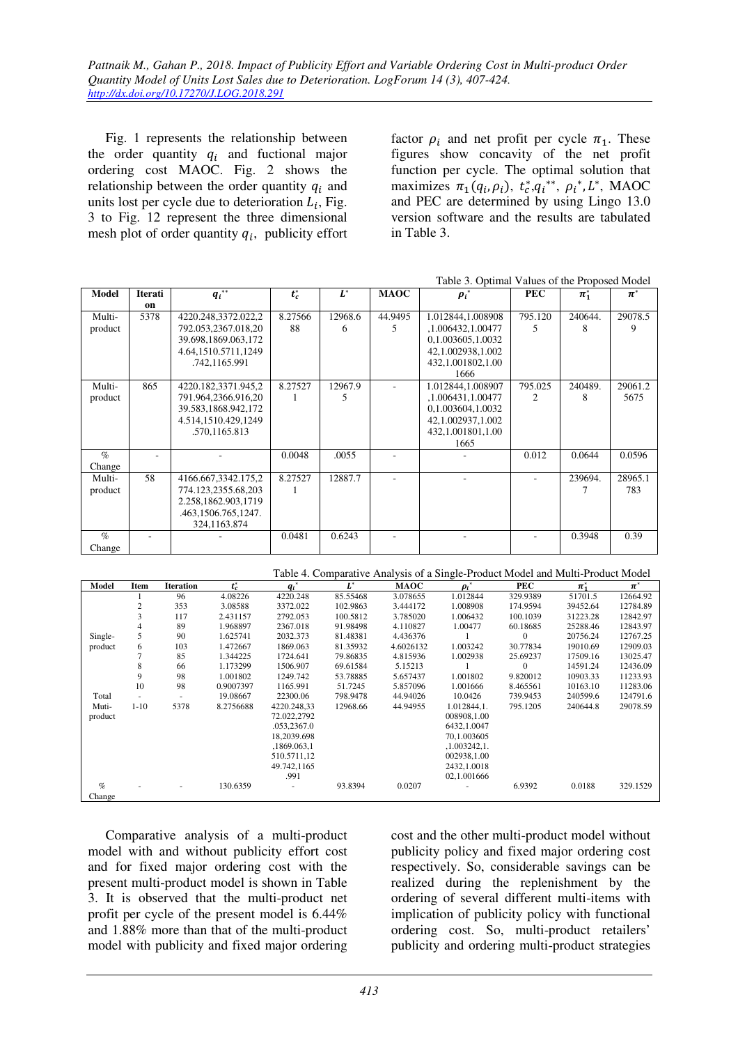Fig. 1 represents the relationship between the order quantity $q_i$ and fuctional major ordering cost MAOC. Fig. 2 shows the relationship between the order quantity $q_i$ and units lost per cycle due to deterioration $L_i$, Fig. 3 to Fig. 12 represent the three dimensional mesh plot of order quantity $q_i$, publicity effort factor $\rho_i$ and net profit per cycle $\pi_1$. These figures show concavity of the net profit function per cycle. The optimal solution that maximizes $\pi_1(q_i, \rho_i)$, $t_c^*$,$q_i^{**}$, $\rho_i^*$,$L^*$, MAOC and PEC are determined by using Lingo 13.0 version software and the results are tabulated in Table 3.

Table 3. Optimal Values of the Proposed Model

| Model | Iteration | $q_i^{**}$ | $t_c^*$ | $L^*$ | MAOC | $\rho_i^*$ | PEC | $\pi_1^*$ | $\pi^*$ |
|---|---|---|---|---|---|---|---|---|---|
| Multi-product | 5378 | 4220.248,3372.022,2792.053,2367.018,2039.698,1869.063,1724.64,1510.5711,1249.742,1165.991 | 8.2756688 | 12968.66 | 44.94955 | 1.012844,1.008908,1.006432,1.004770,1.003605,1.003242,1.002938,1.002432,1.001802,1.001666 | 795.1205 | 240644.8 | 29078.59 |
| Multi-product | 865 | 4220.182,3371.945,2791.964,2366.916,2039.583,1868.942,1724.514,1510.429,1249.570,1165.813 | 8.275271 | 12967.95 | - | 1.012844,1.008907,1.006431,1.004770,1.003604,1.003242,1.002937,1.002432,1.001801,1.001665 | 795.0252 | 240489.8 | 29061.25675 |
| % Change | - | - | 0.0048 | .0055 | - | - | 0.012 | 0.0644 | 0.0596 |
| Multi-product | 58 | 4166.667,3342.175,2774.123,2355.68,2032.258,1862.903,1719.463,1506.765,1247.324,1163.874 | 8.275271 | 12887.7 | - | - | - | 239694.7 | 28965.1783 |
| % Change | - | - | 0.0481 | 0.6243 | - | - | - | 0.3948 | 0.39 |

Table 4. Comparative Analysis of a Single-Product Model and Multi-Product Model

| Model | Item | Iteration | $t_c^*$ | $q_i^*$ | $L^*$ | MAOC | $\rho_i^*$ | PEC | $\pi_1^*$ | $\pi^*$ |
|---|---|---|---|---|---|---|---|---|---|---|
| Single-product | 1 | 96 | 4.08226 | 4220.248 | 85.55468 | 3.078655 | 1.012844 | 329.9389 | 51701.5 | 12664.92 |
| | 2 | 353 | 3.08588 | 3372.022 | 102.9863 | 3.444172 | 1.008908 | 174.9594 | 39452.64 | 12784.89 |
| | 3 | 117 | 2.431157 | 2792.053 | 100.5812 | 3.785020 | 1.006432 | 100.1039 | 31223.28 | 12842.97 |
| | 4 | 89 | 1.968897 | 2367.018 | 91.98498 | 4.110827 | 1.00477 | 60.18685 | 25288.46 | 12843.97 |
| | 5 | 90 | 1.625741 | 2032.373 | 81.48381 | 4.436376 | 1 | 0 | 20756.24 | 12767.25 |
| | 6 | 103 | 1.472667 | 1869.063 | 81.35932 | 4.6026132 | 1.003242 | 30.77834 | 19010.69 | 12909.03 |
| | 7 | 85 | 1.344225 | 1724.641 | 79.86835 | 4.815936 | 1.002938 | 25.69237 | 17509.16 | 13025.47 |
| | 8 | 66 | 1.173299 | 1506.907 | 69.61584 | 5.15213 | 1 | 0 | 14591.24 | 12436.09 |
| | 9 | 98 | 1.001802 | 1249.742 | 53.78885 | 5.657437 | 1.001802 | 9.820012 | 10903.33 | 11233.93 |
| | 10 | 98 | 0.9007397 | 1165.991 | 51.7245 | 5.857096 | 1.001666 | 8.465561 | 10163.10 | 11283.06 |
| Total | - | - | 19.08667 | 22300.06 | 798.9478 | 44.94026 | 10.0426 | 739.9453 | 240599.6 | 124791.6 |
| Muti-product | 1-10 | 5378 | 8.2756688 | 4220.248,3372.022,2792.053,2367.018,2039.698,1869.063,1510.5711,1249.742,1165.991 | 12968.66 | 44.94955 | 1.012844,1.008908,1.006432,1.004770,1.003605,1.003242,1.002938,1.002432,1.001802,1.001666 | 795.1205 | 240644.8 | 29078.59 |
| % Change | - | - | 130.6359 | - | 93.8394 | 0.0207 | - | 6.9392 | 0.0188 | 329.1529 |

Comparative analysis of a multi-product model with and without publicity effort cost and for fixed major ordering cost with the present multi-product model is shown in Table 3. It is observed that the multi-product net profit per cycle of the present model is 6.44% and 1.88% more than that of the multi-product model with publicity and fixed major ordering cost and the other multi-product model without publicity policy and fixed major ordering cost respectively. So, considerable savings can be realized during the replenishment by the ordering of several different multi-items with implication of publicity policy with functional ordering cost. So, multi-product retailers' publicity and ordering multi-product strategies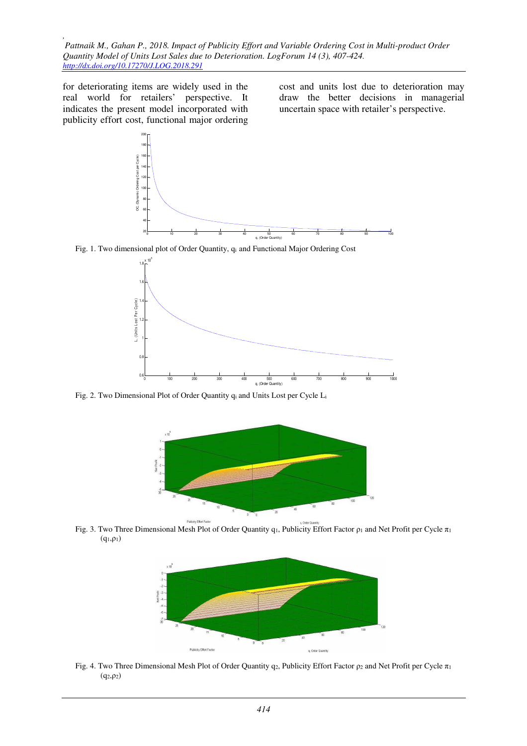for deteriorating items are widely used in the real world for retailers' perspective. It indicates the present model incorporated with publicity effort cost, functional major ordering cost and units lost due to deterioration may draw the better decisions in managerial uncertain space with retailer's perspective.

Fig. 1. Two dimensional plot of Order Quantity, $q_i$ and Functional Major Ordering Cost

Fig. 2. Two Dimensional Plot of Order Quantity $q_i$ and Units Lost per Cycle $L_i$

Fig. 3. Two Three Dimensional Mesh Plot of Order Quantity $q_1$, Publicity Effort Factor $\rho_1$ and Net Profit per Cycle $\pi_1(q_1,\rho_1)$

Fig. 4. Two Three Dimensional Mesh Plot of Order Quantity $q_2$, Publicity Effort Factor $\rho_2$ and Net Profit per Cycle $\pi_1(q_2,\rho_2)$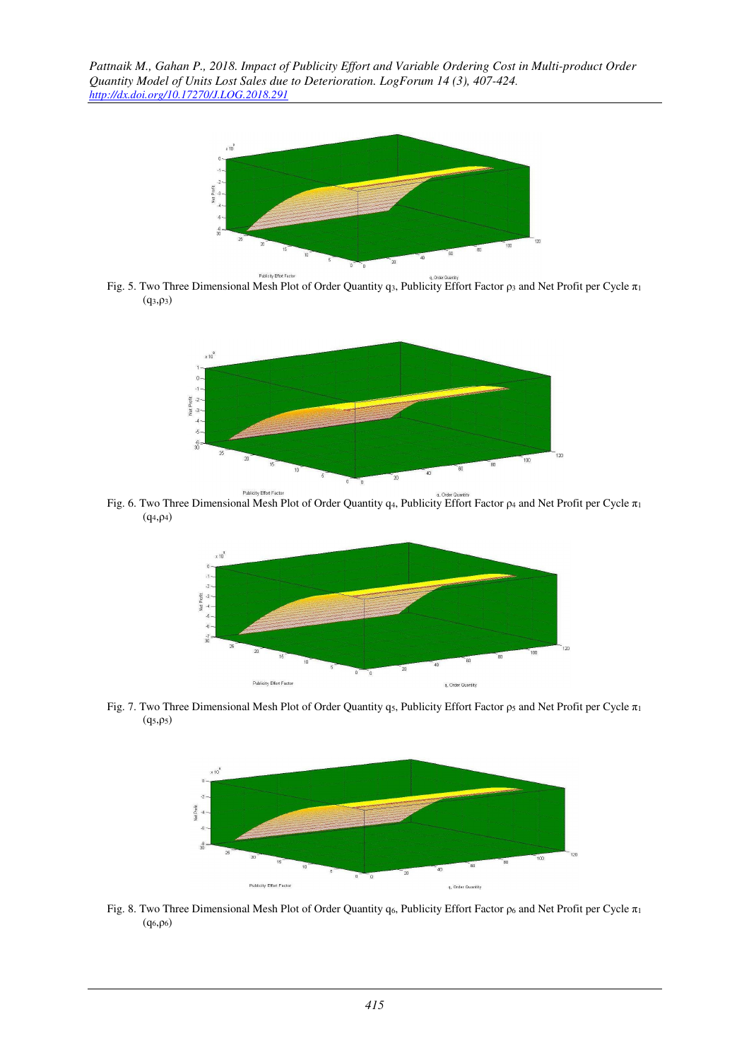Fig. 5. Two Three Dimensional Mesh Plot of Order Quantity $q_3$, Publicity Effort Factor $\rho_3$ and Net Profit per Cycle $\pi_1(q_3,\rho_3)$

Fig. 6. Two Three Dimensional Mesh Plot of Order Quantity $q_4$, Publicity Effort Factor $\rho_4$ and Net Profit per Cycle $\pi_1(q_4,\rho_4)$

Fig. 7. Two Three Dimensional Mesh Plot of Order Quantity $q_5$, Publicity Effort Factor $\rho_5$ and Net Profit per Cycle $\pi_1(q_5,\rho_5)$

Fig. 8. Two Three Dimensional Mesh Plot of Order Quantity $q_6$, Publicity Effort Factor $\rho_6$ and Net Profit per Cycle $\pi_1(q_6,\rho_6)$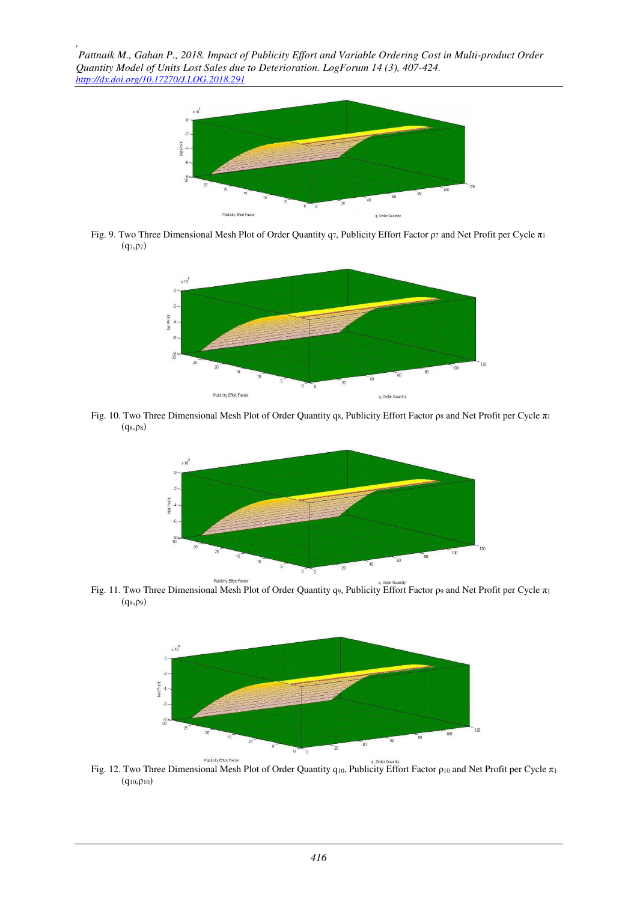Fig. 9. Two Three Dimensional Mesh Plot of Order Quantity $q_7$, Publicity Effort Factor $\rho_7$ and Net Profit per Cycle $\pi_1$ $(q_7,\rho_7)$

Fig. 10. Two Three Dimensional Mesh Plot of Order Quantity $q_8$, Publicity Effort Factor $\rho_8$ and Net Profit per Cycle $\pi_1$ $(q_8,\rho_8)$

Fig. 11. Two Three Dimensional Mesh Plot of Order Quantity $q_9$, Publicity Effort Factor $\rho_9$ and Net Profit per Cycle $\pi_1$ $(q_9,\rho_9)$

Fig. 12. Two Three Dimensional Mesh Plot of Order Quantity $q_{10}$, Publicity Effort Factor $\rho_{10}$ and Net Profit per Cycle $\pi_1$ $(q_{10},\rho_{10})$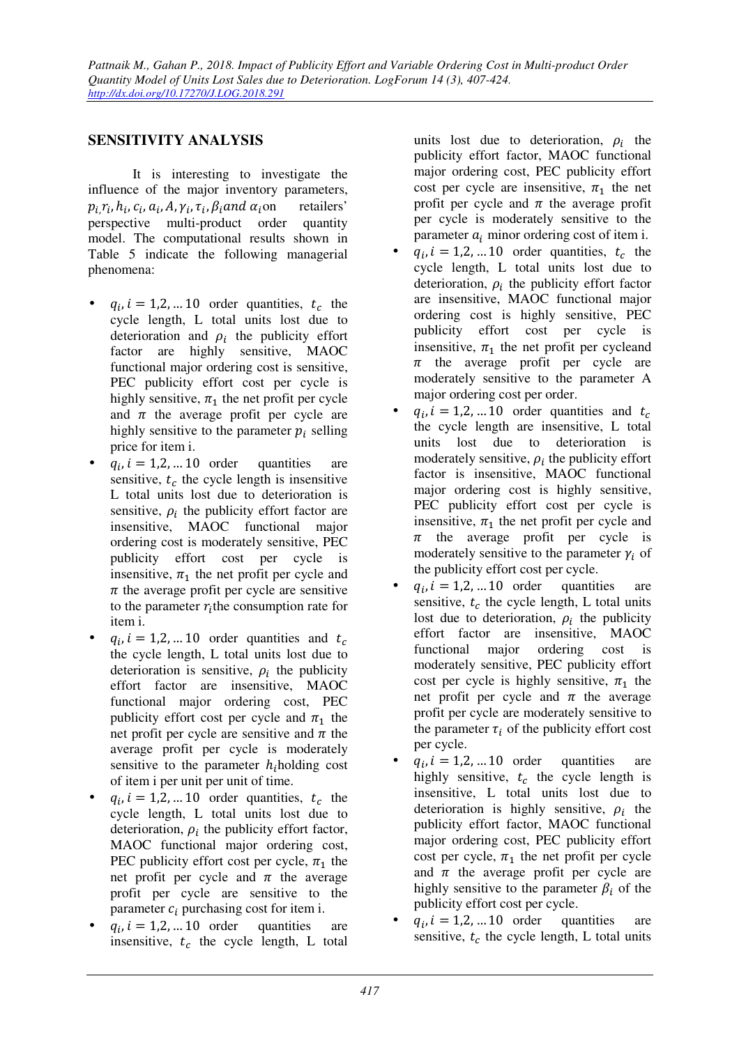## SENSITIVITY ANALYSIS

It is interesting to investigate the influence of the major inventory parameters, $p_i, r_i, h_i, c_i, a_i, A, \gamma_i, \tau_i, \beta_i and \alpha_i$ on retailers' perspective multi-product order quantity model. The computational results shown in Table 5 indicate the following managerial phenomena:

- $q_i, i = 1,2, \dots 10$ order quantities, $t_c$ the cycle length, L total units lost due to deterioration and $\rho_i$ the publicity effort factor are highly sensitive, MAOC functional major ordering cost is sensitive, PEC publicity effort cost per cycle is highly sensitive, $\pi_1$ the net profit per cycle and $\pi$ the average profit per cycle are highly sensitive to the parameter $p_i$ selling price for item i.
- $q_i, i = 1,2, \dots 10$ order quantities are sensitive, $t_c$ the cycle length is insensitive L total units lost due to deterioration is sensitive, $\rho_i$ the publicity effort factor are insensitive, MAOC functional major ordering cost is moderately sensitive, PEC publicity effort cost per cycle is insensitive, $\pi_1$ the net profit per cycle and $\pi$ the average profit per cycle are sensitive to the parameter $r_i$the consumption rate for item i.
- $q_i, i = 1,2, \dots 10$ order quantities and $t_c$ the cycle length, L total units lost due to deterioration is sensitive, $\rho_i$ the publicity effort factor are insensitive, MAOC functional major ordering cost, PEC publicity effort cost per cycle and $\pi_1$ the net profit per cycle are sensitive and $\pi$ the average profit per cycle is moderately sensitive to the parameter $h_i$holding cost of item i per unit per unit of time.
- $q_i, i = 1,2, \dots 10$ order quantities, $t_c$ the cycle length, L total units lost due to deterioration, $\rho_i$ the publicity effort factor, MAOC functional major ordering cost, PEC publicity effort cost per cycle, $\pi_1$ the net profit per cycle and $\pi$ the average profit per cycle are sensitive to the parameter $c_i$ purchasing cost for item i.
- $q_i, i = 1,2, \dots 10$ order quantities are insensitive, $t_c$ the cycle length, L total units lost due to deterioration, $\rho_i$ the publicity effort factor, MAOC functional major ordering cost, PEC publicity effort cost per cycle are insensitive, $\pi_1$ the net profit per cycle and $\pi$ the average profit per cycle is moderately sensitive to the parameter $a_i$ minor ordering cost of item i.
- $q_i, i = 1,2, \dots 10$ order quantities, $t_c$ the cycle length, L total units lost due to deterioration, $\rho_i$ the publicity effort factor are insensitive, MAOC functional major ordering cost is highly sensitive, PEC publicity effort cost per cycle is insensitive, $\pi_1$ the net profit per cycleand $\pi$ the average profit per cycle are moderately sensitive to the parameter A major ordering cost per order.
- $q_i, i = 1,2, \dots 10$ order quantities and $t_c$ the cycle length are insensitive, L total units lost due to deterioration is moderately sensitive, $\rho_i$ the publicity effort factor is insensitive, MAOC functional major ordering cost is highly sensitive, PEC publicity effort cost per cycle is insensitive, $\pi_1$ the net profit per cycle and $\pi$ the average profit per cycle is moderately sensitive to the parameter $\gamma_i$ of the publicity effort cost per cycle.
- $q_i, i = 1,2, \dots 10$ order quantities are sensitive, $t_c$ the cycle length, L total units lost due to deterioration, $\rho_i$ the publicity effort factor are insensitive, MAOC functional major ordering cost is moderately sensitive, PEC publicity effort cost per cycle is highly sensitive, $\pi_1$ the net profit per cycle and $\pi$ the average profit per cycle are moderately sensitive to the parameter $\tau_i$ of the publicity effort cost per cycle.
- $q_i, i = 1,2, \dots 10$ order quantities are highly sensitive, $t_c$ the cycle length is insensitive, L total units lost due to deterioration is highly sensitive, $\rho_i$ the publicity effort factor, MAOC functional major ordering cost, PEC publicity effort cost per cycle, $\pi_1$ the net profit per cycle and $\pi$ the average profit per cycle are highly sensitive to the parameter $\beta_i$ of the publicity effort cost per cycle.
- $q_i, i = 1,2, \dots 10$ order quantities are sensitive, $t_c$ the cycle length, L total units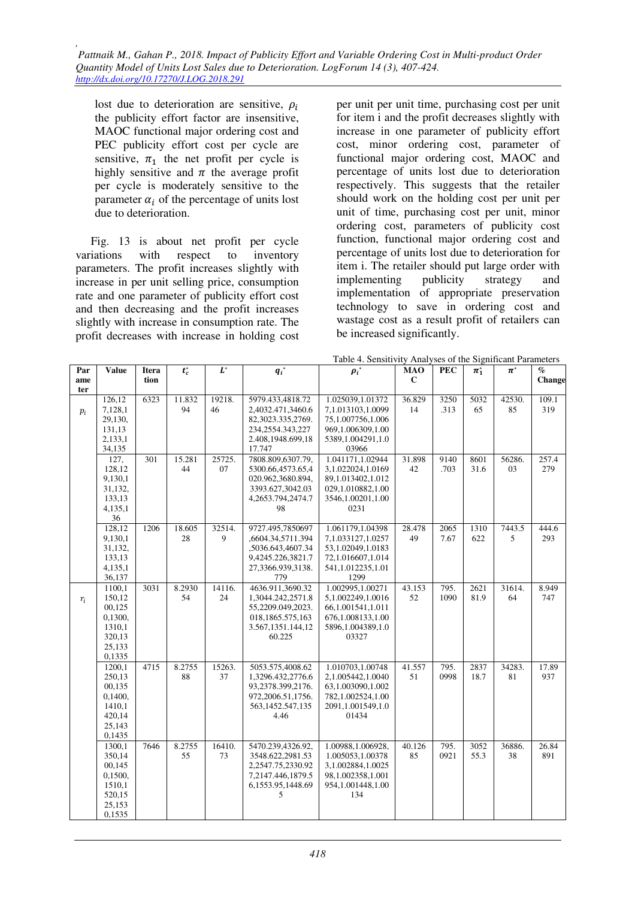lost due to deterioration are sensitive, $\rho_i$ the publicity effort factor are insensitive, MAOC functional major ordering cost and PEC publicity effort cost per cycle are sensitive, $\pi_1$ the net profit per cycle is highly sensitive and $\pi$ the average profit per cycle is moderately sensitive to the parameter $\alpha_i$ of the percentage of units lost due to deterioration.

Fig. 13 is about net profit per cycle variations with respect to inventory parameters. The profit increases slightly with increase in per unit selling price, consumption rate and one parameter of publicity effort cost and then decreasing and the profit increases slightly with increase in consumption rate. The profit decreases with increase in holding cost per unit per unit time, purchasing cost per unit for item i and the profit decreases slightly with increase in one parameter of publicity effort cost, minor ordering cost, parameter of functional major ordering cost, MAOC and percentage of units lost due to deterioration respectively. This suggests that the retailer should work on the holding cost per unit per unit of time, purchasing cost per unit, minor ordering cost, parameters of publicity cost function, functional major ordering cost and percentage of units lost due to deterioration for item i. The retailer should put large order with implementing publicity strategy and implementation of appropriate preservation technology to save in ordering cost and wastage cost as a result profit of retailers can be increased significantly.

Table 4. Sensitivity Analyses of the Significant Parameters

| Parameter | Value | Iteration | $t_c^*$ | $L^*$ | $q_i^*$ | $\rho_i^*$ | MAOC | PEC | $\pi_1^*$ | $\pi^*$ | % Change |
|---|---|---|---|---|---|---|---|---|---|---|---|
| $p_i$ | 126,127,128,129,130,131,132,133,134,135 | 6323 | 11.83294 | 19218.46 | 5979.433,4818.722,4032.471,3460.675,3023.335,2769.234,2554.343,2272.408,1948.699,1817.747 | 1.025039,1.013727,1.013103,1.009975,1.007756,1.006969,1.006309,1.005389,1.004291,1.003966 | 36.82914 | 3250.313 | 503265 | 42530.85 | 109.1319 |
| | 127,128,129,130,131,132,133,134,135,136 | 301 | 15.28144 | 25725.07 | 7808.809,6307.79,5300.66,4573.654,020.962,3680.894,3393.627,3042.034,2653.794,2474.798 | 1.041171,1.029443,1.022024,1.016989,1.013402,1.012029,1.010882,1.003546,1.00201,1.000231 | 31.89842 | 9140.703 | 860131.6 | 56286.03 | 257.4279 |
| | 128,129,130,131,132,133,134,135,136,137 | 1206 | 18.60528 | 32514.9 | 9727.495,7850697,6604.34,5711.394,5036.643,4607.349,4245.226,3821.727,3366.939,3138.779 | 1.061179,1.043987,1.033127,1.025753,1.02049,1.018372,1.016607,1.014541,1.012235,1.011299 | 28.47849 | 20657.67 | 1310622 | 7443.55 | 444.6293 |
| $r_i$ | 1100,1150,1200,1250,1300,1310,1320,1325,1330,1335 | 3031 | 8.293054 | 14116.24 | 4636.911,3690.321,3044.242,2571.855,2209.049,2023.018,1865.575,1633.567,1351.144,1260.225 | 1.002995,1.002715,1.002249,1.001666,1.001541,1.011676,1.008133,1.005896,1.004389,1.003327 | 43.15352 | 795.1090 | 262181.9 | 31614.64 | 8.949747 |
| | 1200,1250,1300,1350,1400,1410,1420,1425,1430,1435 | 4715 | 8.275588 | 15263.37 | 5053.575,4008.621,3296.432,2776.693,2378.399,2176.972,2006.51,1756.563,1452.547,1354.46 | 1.010703,1.007482,1.005442,1.004063,1.003090,1.002782,1.002524,1.002091,1.001549,1.001434 | 41.55751 | 795.0998 | 283718.7 | 34283.81 | 17.89937 |
| | 1300,1350,1400,1450,1500,1510,1520,1525,1530,1535 | 7646 | 8.275555 | 16410.73 | 5470.239,4326.92,3548.622,2981.532,2547.75,2330.927,2147.446,1879.56,1553.95,1448.695 | 1.00988,1.006928,1.005053,1.003783,1.002884,1.002598,1.002358,1.001954,1.001448,1.00134 | 40.12685 | 795.0921 | 305255.3 | 36886.38 | 26.84891 |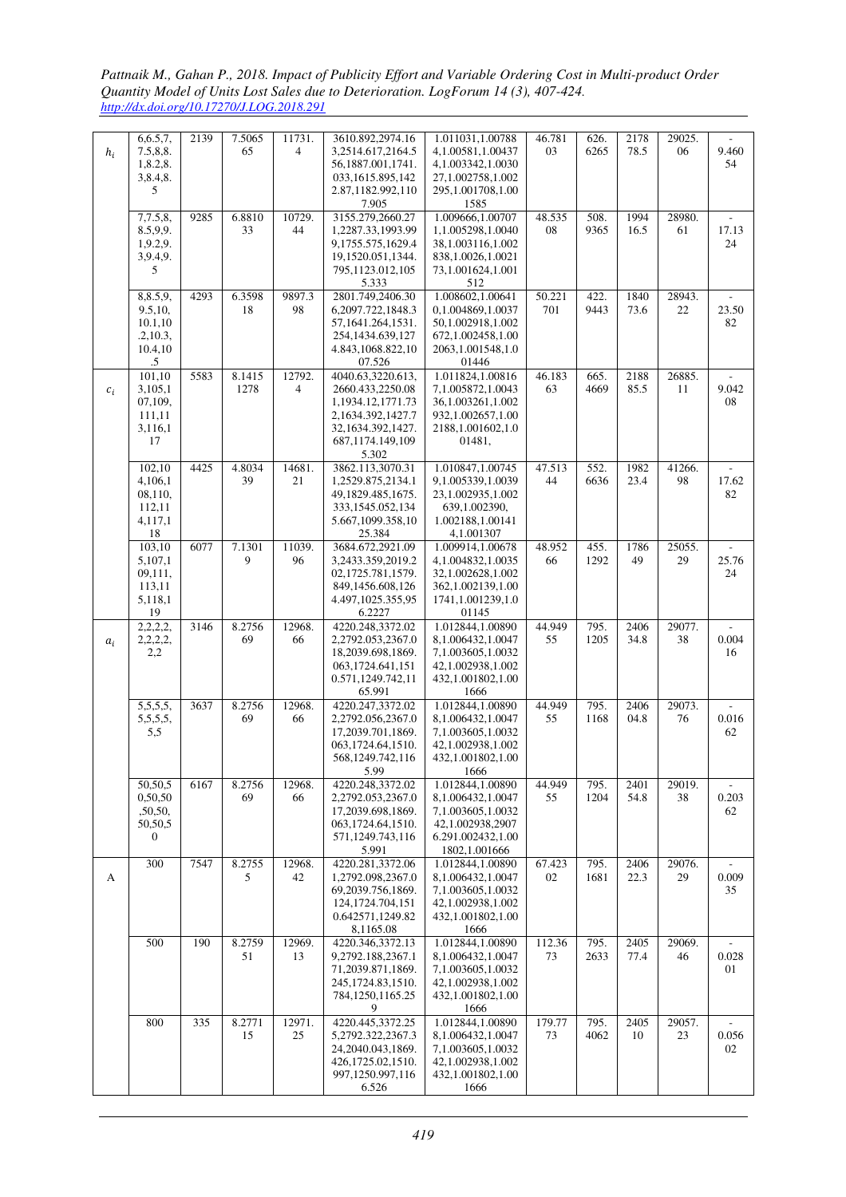| | | | | | | | | | | | |
|---|---|---|---|---|---|---|---|---|---|---|---|
| $h_i$ | 6,6.5,7,7.5,8,8.1,8.2,8.3,8.4,8.5 | 2139 | 7.506565 | 11731.4 | 3610.892,2974.163,2514.617,2164.556,1887.001,1741.033,1615.895,1422.87,1182.992,1107.905 | 1.011031,1.007884,1.00581,1.004374,1.003342,1.003027,1.002758,1.002295,1.001708,1.001585 | 46.78103 | 626.6265 | 2178 78.5 | 29025.06 | -9.46054 |
| | 7,7.5,8,8.5,9,9.1,9.2,9.3,9.4,9.5 | 9285 | 6.881033 | 10729.44 | 3155.279,2660.271,2287.33,1993.999,1755.575,1629.419,1520.051,1344.795,1123.012,1055.333 | 1.009666,1.007071,1.005298,1.004038,1.003116,1.002838,1.0026,1.002173,1.001624,1.001512 | 48.53508 | 508.9365 | 1994 16.5 | 28980.61 | -17.1324 |
| | 8,8.5,9,9.5,10,10.1,10.2,10.3,10.4,10.5 | 4293 | 6.359818 | 9897.398 | 2801.749,2406.306,2097.722,1848.357,1641.264,1531.254,1434.639,1274.843,1068.822,1007.526 | 1.008602,1.006410,1.004869,1.003750,1.002918,1.002672,1.002458,1.002063,1.001548,1.001446 | 50.221701 | 422.9443 | 1840 73.6 | 28943.22 | -23.5082 |
| $c_i$ | 101,103,105,107,109,111,113,116,117 | 5583 | 8.14151278 | 12792.4 | 4040.63,3220.613,2660.433,2250.081,1934.12,1771.732,1634.392,1427.732,1634.392,1427.687,1174.149,1095.302 | 1.011824,1.008167,1.005872,1.004336,1.003261,1.002932,1.002657,1.002188,1.001602,1.001481, | 46.18363 | 665.4669 | 2188 85.5 | 26885.11 | -9.04208 |
| | 102,104,106,108,110,112,114,117,118 | 4425 | 4.803439 | 14681.21 | 3862.113,3070.311,2529.875,2134.149,1829.485,1675.333,1545.052,1345.667,1099.358,1025.384 | 1.010847,1.007459,1.005339,1.003923,1.002935,1.002639,1.002390,1.002188,1.001414,1.001307 | 47.51344 | 552.6636 | 1982 23.4 | 41266.98 | -17.6282 |
| | 103,105,107,109,111,113,115,118,119 | 6077 | 7.13019 | 11039.96 | 3684.672,2921.093,2433.359,2019.202,1725.781,1579.849,1456.608,1264.497,1025.355,956.2227 | 1.009914,1.006784,1.004832,1.003532,1.002628,1.002362,1.002139,1.001741,1.001239,1.001145 | 48.95266 | 455.1292 | 1786 49 | 25055.29 | -25.7624 |
| $a_i$ | 2,2,2,2,2,2,2,2,2,2 | 3146 | 8.275669 | 12968.66 | 4220.248,3372.022,2792.053,2367.018,2039.698,1869.063,1724.641,1510.571,1249.742,1165.991 | 1.012844,1.008908,1.006432,1.004747,1.003605,1.003242,1.002938,1.002432,1.001802,1.001666 | 44.94955 | 795.1205 | 2406 34.8 | 29077.38 | -0.00416 |
| | 5,5,5,5,5,5,5,5,5,5 | 3637 | 8.275669 | 12968.66 | 4220.247,3372.022,2792.056,2367.017,2039.701,1869.063,1724.64,1510.568,1249.742,1165.99 | 1.012844,1.008908,1.006432,1.004747,1.003605,1.003242,1.002938,1.002432,1.001802,1.001666 | 44.94955 | 795.1168 | 2406 04.8 | 29073.76 | -0.01662 |
| | 50,50,50,50,50,50,50,50,50,50 | 6167 | 8.275669 | 12968.66 | 4220.248,3372.022,2792.053,2367.017,2039.698,1869.063,1724.64,1510.571,1249.743,1165.991 | 1.012844,1.008908,1.006432,1.004747,1.003605,1.003242,1.002938,2907,6.291.002432,1.001802,1.001666 | 44.94955 | 795.1204 | 2401 54.8 | 29019.38 | -0.20362 |
| A | 300 | 7547 | 8.27555 | 12968.42 | 4220.281,3372.061,2792.098,2367.069,2039.756,1869.124,1724.704,1510.642571,1249.828,1165.08 | 1.012844,1.008908,1.006432,1.004747,1.003605,1.003242,1.002938,1.002432,1.001802,1.001666 | 67.42302 | 795.1681 | 2406 22.3 | 29076.29 | -0.00935 |
| | 500 | 190 | 8.275951 | 12969.13 | 4220.346,3372.139,2792.188,2367.171,2039.871,1869.245,1724.83,1510.784,1250,1165.259 | 1.012844,1.008908,1.006432,1.004747,1.003605,1.003242,1.002938,1.002432,1.001802,1.001666 | 112.3673 | 795.2633 | 2405 77.4 | 29069.46 | -0.02801 |
| | 800 | 335 | 8.277115 | 12971.25 | 4220.445,3372.255,2792.322,2367.324,2040.043,1869.426,1725.02,1510.997,1250.997,1166.526 | 1.012844,1.008908,1.006432,1.004747,1.003605,1.003242,1.002938,1.002432,1.001802,1.001666 | 179.7773 | 795.4062 | 2405 10 | 29057.23 | -0.05602 |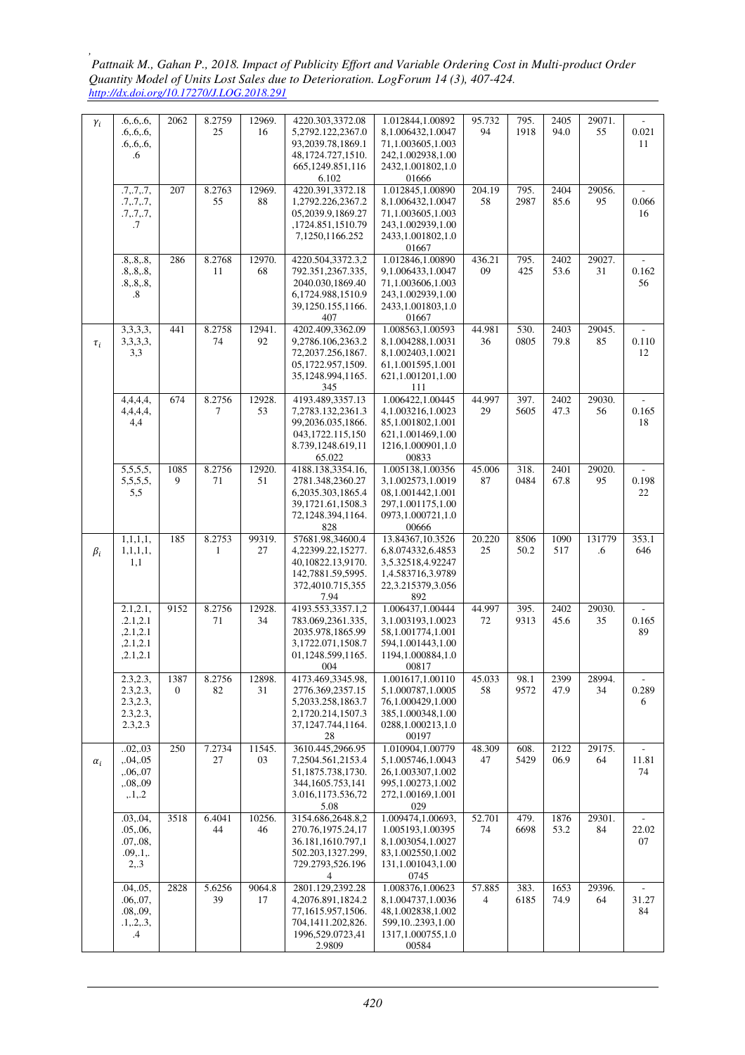| | | | | | | | | | | | |
|---|---|---|---|---|---|---|---|---|---|---|---|
| $\gamma_i$ | .6,.6,.6, .6,.6,.6, .6,.6,.6, .6 | 2062 | 8.275925 | 12969.16 | 4220.303,3372.085,2792.122,2367.093,2039.78,1869.148,1724.727,1510.665,1249.851,1166.102 | 1.012844,1.008928,1.006432,1.004771,1.003605,1.003242,1.002938,1.002432,1.001802,1.001666 | 95.73294 | 795.1918 | 2405 94.0 | 29071.55 | -0.02111 |
| | .7,.7,.7, .7,.7,.7, .7,.7,.7, .7 | 207 | 8.276355 | 12969.88 | 4220.391,3372.181,2792.226,2367.205,2039.9,1869.27,1724.851,1510.797,1250,1166.252 | 1.012845,1.008908,1.006432,1.004771,1.003605,1.003243,1.002939,1.002433,1.001802,1.001667 | 204.1958 | 795.2987 | 2404 85.6 | 29056.95 | -0.06616 |
| | .8,.8,.8, .8,.8,.8, .8,.8,.8, .8 | 286 | 8.276811 | 12970.68 | 4220.504,3372.3,2792.351,2367.335,2040.030,1869.406,1724.988,1510.939,1250.155,1166.407 | 1.012846,1.008909,1.006433,1.004771,1.003606,1.003243,1.002939,1.002433,1.001803,1.001667 | 436.2109 | 795.425 | 2402 53.6 | 29027.31 | -0.16256 |
| $\tau_i$ | 3,3,3,3, 3,3,3,3, 3,3 | 441 | 8.275874 | 12941.92 | 4202.409,3362.099,2786.106,2363.272,2037.256,1867.05,1722.957,1509.35,1248.994,1165.345 | 1.008563,1.005938,1.004288,1.003188,1.002403,1.002161,1.001595,1.001621,1.001201,1.001111 | 44.98136 | 530.0805 | 2403 79.8 | 29045.85 | -0.11012 |
| | 4,4,4,4, 4,4,4,4, 4,4 | 674 | 8.27567 | 12928.53 | 4193.489,3357.137,2783.132,2361.399,2036.035,1866.043,1722.115,1508.739,1248.619,1165.022 | 1.006422,1.004454,1.003216,1.002385,1.001802,1.001621,1.001469,1.001216,1.000901,1.000833 | 44.99729 | 397.5605 | 2402 47.3 | 29030.56 | -0.16518 |
| | 5,5,5,5, 5,5,5,5, 5,5 | 10859 | 8.275671 | 12920.51 | 4188.138,3354.16,2781.348,2360.276,2035.303,1865.439,1721.61,1508.372,1248.394,1164.828 | 1.005138,1.003563,1.002573,1.001908,1.001442,1.001297,1.001175,1.000973,1.000721,1.000666 | 45.00687 | 318.0484 | 2401 67.8 | 29020.95 | -0.19822 |
| $\beta_i$ | 1,1,1,1, 1,1,1,1, 1,1 | 185 | 8.27531 | 99319.27 | 57681.98,34600.44,22399.22,15277.40,10822.13,9170.142,7881.59,5995.372,4010.715,3557.94 | 13.84367,10.35266,8.074332,6.48533,5.32518,4.922471,4.583716,3.978922,3.215379,3.056892 | 20.22025 | 8506 50.2 | 1090 517 | 131779.6 | 353.1646 |
| | 2.1,2.1, .2.1,2.1 ,2.1,2.1 ,2.1,2.1 ,2.1,2.1 | 9152 | 8.275671 | 12928.34 | 4193.553,3357.12,783.069,2361.335,2035.978,1865.993,1722.071,1508.701,1248.599,1165.004 | 1.006437,1.004443,1.003193,1.002358,1.001774,1.001594,1.001443,1.001194,1.000884,1.000817 | 44.99772 | 395.9313 | 2402 45.6 | 29030.35 | -0.16589 |
| | 2.3,2.3, 2.3,2.3, 2.3,2.3, 2.3,2.3, 2.3,2.3 | 13870 | 8.275682 | 12898.31 | 4173.469,3345.98,2776.369,2357.155,2033.258,1863.72,1720.214,1507.337,1247.744,1164.28 | 1.001617,1.001105,1.000787,1.000576,1.000429,1.000385,1.000348,1.000288,1.000213,1.000197 | 45.03358 | 98.19572 | 2399 47.9 | 28994.34 | -0.2896 |
| $\alpha_i$ | ..02,.03 ,.04,.05 ,.06,.07 ,.08,.09 ,.1,.2 | 250 | 7.273427 | 11545.03 | 3610.445,2966.957,2504.561,2153.451,1875.738,1730.344,1605.753,1413.016,1173.536,725.08 | 1.010904,1.007795,1.005746,1.004326,1.003307,1.002995,1.00273,1.002272,1.00169,1.001029 | 48.30947 | 608.5429 | 2122 06.9 | 29175.64 | -11.8174 |
| | .03,.04, .05,.06, .07,.08, .09,.1,. 2,.3 | 3518 | 6.404144 | 10256.46 | 3154.686,2648.8,2270.75,1975.24,1736.181,1610.797,1502.203,1327.299,729.2793,526.1964 | 1.009474,1.00693,1.005193,1.003958,1.003054,1.002783,1.002550,1.002131,1.001043,1.000745 | 52.70174 | 479.6698 | 1876 53.2 | 29301.84 | -22.0207 |
| | .04,.05, .06,.07, .08,.09, .1,.2,.3, .4 | 2828 | 5.625639 | 9064.817 | 2801.129,2392.284,2076.891,1824.277,1615.957,1506.704,1411.202,826.1996,529.0723,412.9809 | 1.008376,1.006238,1.004737,1.003648,1.002838,1.002599,1.0..2393,1.001317,1.000755,1.000584 | 57.8854 | 383.6185 | 1653 74.9 | 29396.64 | -31.2784 |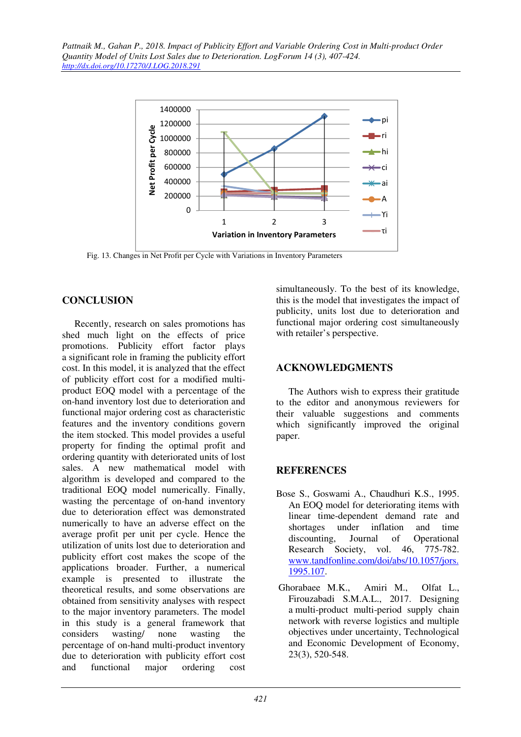Fig. 13. Changes in Net Profit per Cycle with Variations in Inventory Parameters

## CONCLUSION

Recently, research on sales promotions has shed much light on the effects of price promotions. Publicity effort factor plays a significant role in framing the publicity effort cost. In this model, it is analyzed that the effect of publicity effort cost for a modified multi-product EOQ model with a percentage of the on-hand inventory lost due to deterioration and functional major ordering cost as characteristic features and the inventory conditions govern the item stocked. This model provides a useful property for finding the optimal profit and ordering quantity with deteriorated units of lost sales. A new mathematical model with algorithm is developed and compared to the traditional EOQ model numerically. Finally, wasting the percentage of on-hand inventory due to deterioration effect was demonstrated numerically to have an adverse effect on the average profit per unit per cycle. Hence the utilization of units lost due to deterioration and publicity effort cost makes the scope of the applications broader. Further, a numerical example is presented to illustrate the theoretical results, and some observations are obtained from sensitivity analyses with respect to the major inventory parameters. The model in this study is a general framework that considers wasting/ none wasting the percentage of on-hand multi-product inventory due to deterioration with publicity effort cost and functional major ordering cost simultaneously. To the best of its knowledge, this is the model that investigates the impact of publicity, units lost due to deterioration and functional major ordering cost simultaneously with retailer's perspective.

## ACKNOWLEDGMENTS

The Authors wish to express their gratitude to the editor and anonymous reviewers for their valuable suggestions and comments which significantly improved the original paper.

## REFERENCES

Bose S., Goswami A., Chaudhuri K.S., 1995. An EOQ model for deteriorating items with linear time-dependent demand rate and shortages under inflation and time discounting, Journal of Operational Research Society, vol. 46, 775-782. www.tandfonline.com/doi/abs/10.1057/jors.1995.107.

Ghorabaee M.K., Amiri M., Olfat L., Firouzabadi S.M.A.L., 2017. Designing a multi-product multi-period supply chain network with reverse logistics and multiple objectives under uncertainty, Technological and Economic Development of Economy, 23(3), 520-548.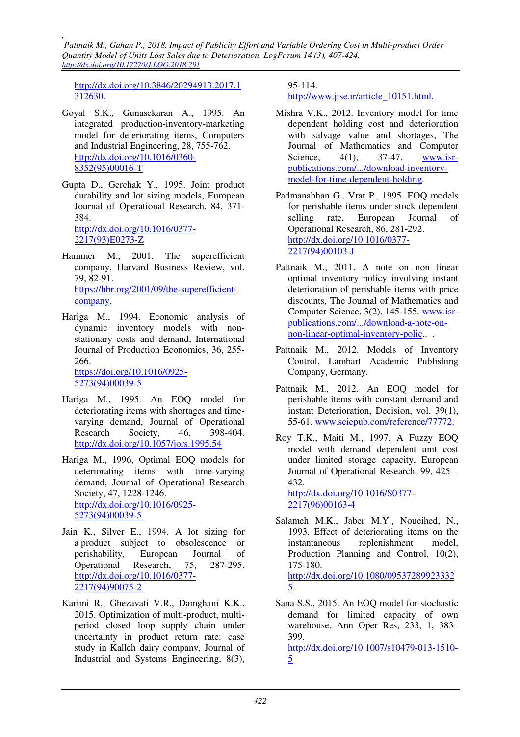http://dx.doi.org/10.3846/20294913.2017.1312630.

Goyal S.K., Gunasekaran A., 1995. An integrated production-inventory-marketing model for deteriorating items, Computers and Industrial Engineering, 28, 755-762. http://dx.doi.org/10.1016/0360-8352(95)00016-T

Gupta D., Gerchak Y., 1995. Joint product durability and lot sizing models, European Journal of Operational Research, 84, 371-384. http://dx.doi.org/10.1016/0377-2217(93)E0273-Z

Hammer M., 2001. The superefficient company, Harvard Business Review, vol. 79, 82-91. https://hbr.org/2001/09/the-superefficient-company.

Hariga M., 1994. Economic analysis of dynamic inventory models with non-stationary costs and demand, International Journal of Production Economics, 36, 255-266. https://doi.org/10.1016/0925-5273(94)00039-5

Hariga M., 1995. An EOQ model for deteriorating items with shortages and time-varying demand, Journal of Operational Research Society, 46, 398-404. http://dx.doi.org/10.1057/jors.1995.54

Hariga M., 1996, Optimal EOQ models for deteriorating items with time-varying demand, Journal of Operational Research Society, 47, 1228-1246. http://dx.doi.org/10.1016/0925-5273(94)00039-5

Jain K., Silver E., 1994. A lot sizing for a product subject to obsolescence or perishability, European Journal of Operational Research, 75, 287-295. http://dx.doi.org/10.1016/0377-2217(94)90075-2

Karimi R., Ghezavati V.R., Damghani K.K., 2015. Optimization of multi-product, multi-period closed loop supply chain under uncertainty in product return rate: case study in Kalleh dairy company, Journal of Industrial and Systems Engineering, 8(3), 95-114. http://www.jise.ir/article_10151.html.

Mishra V.K., 2012. Inventory model for time dependent holding cost and deterioration with salvage value and shortages, The Journal of Mathematics and Computer Science, 4(1), 37-47. www.isr-publications.com/.../download-inventory-model-for-time-dependent-holding.

Padmanabhan G., Vrat P., 1995. EOQ models for perishable items under stock dependent selling rate, European Journal of Operational Research, 86, 281-292. http://dx.doi.org/10.1016/0377-2217(94)00103-J

Pattnaik M., 2011. A note on non linear optimal inventory policy involving instant deterioration of perishable items with price discounts, The Journal of Mathematics and Computer Science, 3(2), 145-155. www.isr-publications.com/.../download-a-note-on-non-linear-optimal-inventory-polic.. .

Pattnaik M., 2012. Models of Inventory Control, Lambart Academic Publishing Company, Germany.

Pattnaik M., 2012. An EOQ model for perishable items with constant demand and instant Deterioration, Decision, vol. 39(1), 55-61. www.sciepub.com/reference/77772.

Roy T.K., Maiti M., 1997. A Fuzzy EOQ model with demand dependent unit cost under limited storage capacity, European Journal of Operational Research, 99, 425 – 432. http://dx.doi.org/10.1016/S0377-2217(96)00163-4

Salameh M.K., Jaber M.Y., Noueihed, N., 1993. Effect of deteriorating items on the instantaneous replenishment model, Production Planning and Control, 10(2), 175-180. http://dx.doi.org/10.1080/095372899233325

Sana S.S., 2015. An EOQ model for stochastic demand for limited capacity of own warehouse. Ann Oper Res, 233, 1, 383–399. http://dx.doi.org/10.1007/s10479-013-1510-5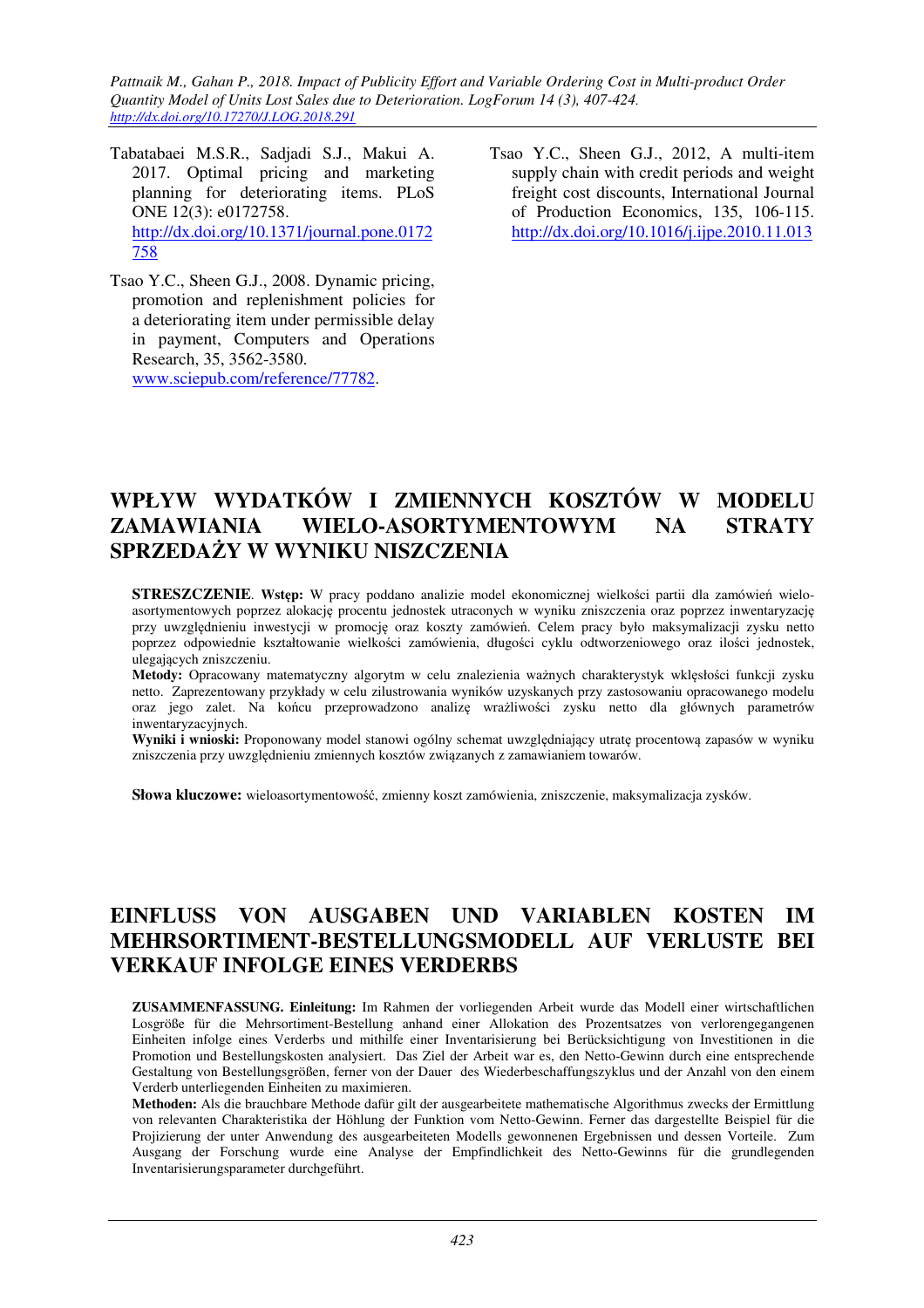Tabatabaei M.S.R., Sadjadi S.J., Makui A. 2017. Optimal pricing and marketing planning for deteriorating items. PLoS ONE 12(3): e0172758. http://dx.doi.org/10.1371/journal.pone.0172758

Tsao Y.C., Sheen G.J., 2008. Dynamic pricing, promotion and replenishment policies for a deteriorating item under permissible delay in payment, Computers and Operations Research, 35, 3562-3580. www.sciepub.com/reference/77782.

Tsao Y.C., Sheen G.J., 2012, A multi-item supply chain with credit periods and weight freight cost discounts, International Journal of Production Economics, 135, 106-115. http://dx.doi.org/10.1016/j.ijpe.2010.11.013

# WPŁYW WYDATKÓW I ZMIENNYCH KOSZTÓW W MODELU ZAMAWIANIA WIELO-ASORTYMENTOWYM NA STRATY SPRZEDAŻY W WYNIKU NISZCZENIA

**STRESZCZENIE**. **Wstęp:** W pracy poddano analizie model ekonomicznej wielkości partii dla zamówień wielo-asortymentowych poprzez alokację procentu jednostek utraconych w wyniku zniszczenia oraz poprzez inwentaryzację przy uwzględnieniu inwestycji w promocję oraz koszty zamówień. Celem pracy było maksymalizacji zysku netto poprzez odpowiednie kształtowanie wielkości zamówienia, długości cyklu odtworzeniowego oraz ilości jednostek, ulegających zniszczeniu.

**Metody:** Opracowany matematyczny algorytm w celu znalezienia ważnych charakterystyk wklęsłości funkcji zysku netto. Zaprezentowany przykłady w celu zilustrowania wyników uzyskanych przy zastosowaniu opracowanego modelu oraz jego zalet. Na końcu przeprowadzono analizę wrażliwości zysku netto dla głównych parametrów inwentaryzacyjnych.

**Wyniki i wnioski:** Proponowany model stanowi ogólny schemat uwzględniający utratę procentową zapasów w wyniku zniszczenia przy uwzględnieniu zmiennych kosztów związanych z zamawianiem towarów.

**Słowa kluczowe:** wieloasortymentowość, zmienny koszt zamówienia, zniszczenie, maksymalizacja zysków.

# EINFLUSS VON AUSGABEN UND VARIABLEN KOSTEN IM MEHRSORTIMENT-BESTELLUNGSMODELL AUF VERLUSTE BEI VERKAUF INFOLGE EINES VERDERBS

**ZUSAMMENFASSUNG. Einleitung:** Im Rahmen der vorliegenden Arbeit wurde das Modell einer wirtschaftlichen Losgröße für die Mehrsortiment-Bestellung anhand einer Allokation des Prozentsatzes von verlorengegangenen Einheiten infolge eines Verderbs und mithilfe einer Inventarisierung bei Berücksichtigung von Investitionen in die Promotion und Bestellungskosten analysiert. Das Ziel der Arbeit war es, den Netto-Gewinn durch eine entsprechende Gestaltung von Bestellungsgrößen, ferner von der Dauer des Wiederbeschaffungszyklus und der Anzahl von den einem Verderb unterliegenden Einheiten zu maximieren.

**Methoden:** Als die brauchbare Methode dafür gilt der ausgearbeitete mathematische Algorithmus zwecks der Ermittlung von relevanten Charakteristika der Höhlung der Funktion vom Netto-Gewinn. Ferner das dargestellte Beispiel für die Projizierung der unter Anwendung des ausgearbeiteten Modells gewonnenen Ergebnissen und dessen Vorteile. Zum Ausgang der Forschung wurde eine Analyse der Empfindlichkeit des Netto-Gewinns für die grundlegenden Inventarisierungsparameter durchgeführt.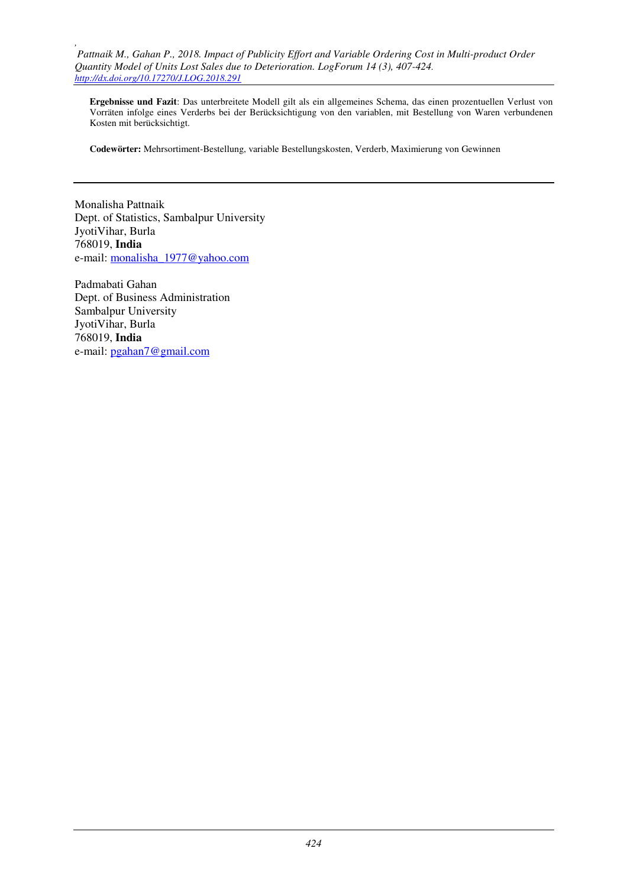**Ergebnisse und Fazit**: Das unterbreitete Modell gilt als ein allgemeines Schema, das einen prozentuellen Verlust von Vorräten infolge eines Verderbs bei der Berücksichtigung von den variablen, mit Bestellung von Waren verbundenen Kosten mit berücksichtigt.

**Codewörter:** Mehrsortiment-Bestellung, variable Bestellungskosten, Verderb, Maximierung von Gewinnen

---

Monalisha Pattnaik
Dept. of Statistics, Sambalpur University
JyotiVihar, Burla
768019, **India**
e-mail: monalisha_1977@yahoo.com

Padmabati Gahan
Dept. of Business Administration
Sambalpur University
JyotiVihar, Burla
768019, **India**
e-mail: pgahan7@gmail.com